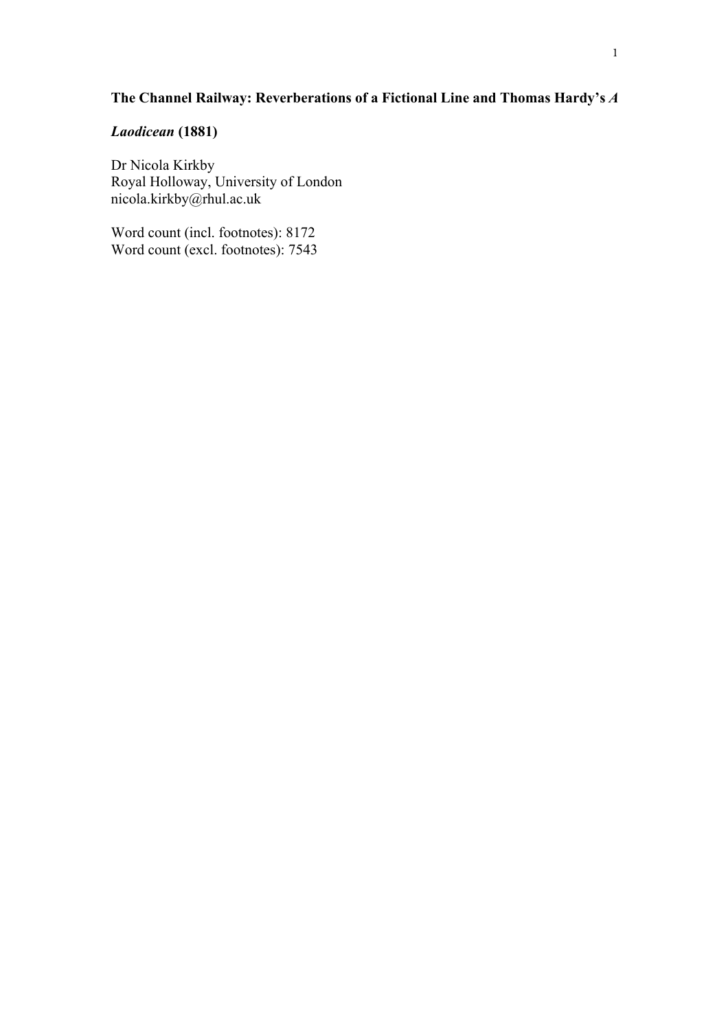# The Channel Railway: Reverberations of a Fictional Line and Thomas Hardy's *A Laodicean* (1881)

Dr Nicola Kirkby
Royal Holloway, University of London
nicola.kirkby@rhul.ac.uk

Word count (incl. footnotes): 8172
Word count (excl. footnotes): 7543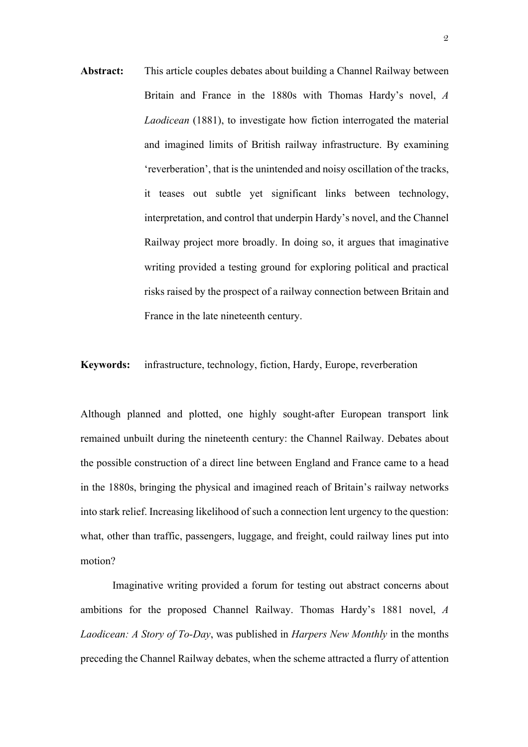**Abstract:** This article couples debates about building a Channel Railway between Britain and France in the 1880s with Thomas Hardy's novel, *A Laodicean* (1881), to investigate how fiction interrogated the material and imagined limits of British railway infrastructure. By examining 'reverberation', that is the unintended and noisy oscillation of the tracks, it teases out subtle yet significant links between technology, interpretation, and control that underpin Hardy's novel, and the Channel Railway project more broadly. In doing so, it argues that imaginative writing provided a testing ground for exploring political and practical risks raised by the prospect of a railway connection between Britain and France in the late nineteenth century.

**Keywords:** infrastructure, technology, fiction, Hardy, Europe, reverberation

Although planned and plotted, one highly sought-after European transport link remained unbuilt during the nineteenth century: the Channel Railway. Debates about the possible construction of a direct line between England and France came to a head in the 1880s, bringing the physical and imagined reach of Britain's railway networks into stark relief. Increasing likelihood of such a connection lent urgency to the question: what, other than traffic, passengers, luggage, and freight, could railway lines put into motion?

Imaginative writing provided a forum for testing out abstract concerns about ambitions for the proposed Channel Railway. Thomas Hardy's 1881 novel, *A Laodicean: A Story of To-Day*, was published in *Harpers New Monthly* in the months preceding the Channel Railway debates, when the scheme attracted a flurry of attention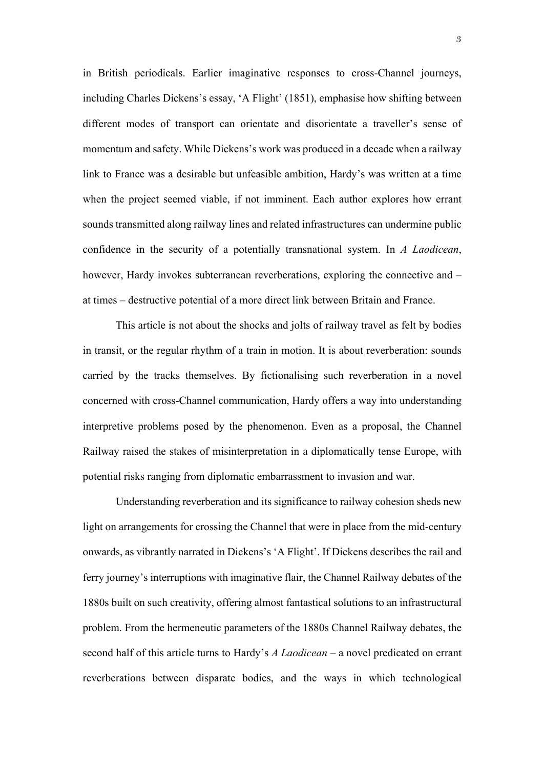in British periodicals. Earlier imaginative responses to cross-Channel journeys, including Charles Dickens's essay, 'A Flight' (1851), emphasise how shifting between different modes of transport can orientate and disorientate a traveller's sense of momentum and safety. While Dickens's work was produced in a decade when a railway link to France was a desirable but unfeasible ambition, Hardy's was written at a time when the project seemed viable, if not imminent. Each author explores how errant sounds transmitted along railway lines and related infrastructures can undermine public confidence in the security of a potentially transnational system. In *A Laodicean*, however, Hardy invokes subterranean reverberations, exploring the connective and – at times – destructive potential of a more direct link between Britain and France.

This article is not about the shocks and jolts of railway travel as felt by bodies in transit, or the regular rhythm of a train in motion. It is about reverberation: sounds carried by the tracks themselves. By fictionalising such reverberation in a novel concerned with cross-Channel communication, Hardy offers a way into understanding interpretive problems posed by the phenomenon. Even as a proposal, the Channel Railway raised the stakes of misinterpretation in a diplomatically tense Europe, with potential risks ranging from diplomatic embarrassment to invasion and war.

Understanding reverberation and its significance to railway cohesion sheds new light on arrangements for crossing the Channel that were in place from the mid-century onwards, as vibrantly narrated in Dickens's 'A Flight'. If Dickens describes the rail and ferry journey's interruptions with imaginative flair, the Channel Railway debates of the 1880s built on such creativity, offering almost fantastical solutions to an infrastructural problem. From the hermeneutic parameters of the 1880s Channel Railway debates, the second half of this article turns to Hardy's *A Laodicean* – a novel predicated on errant reverberations between disparate bodies, and the ways in which technological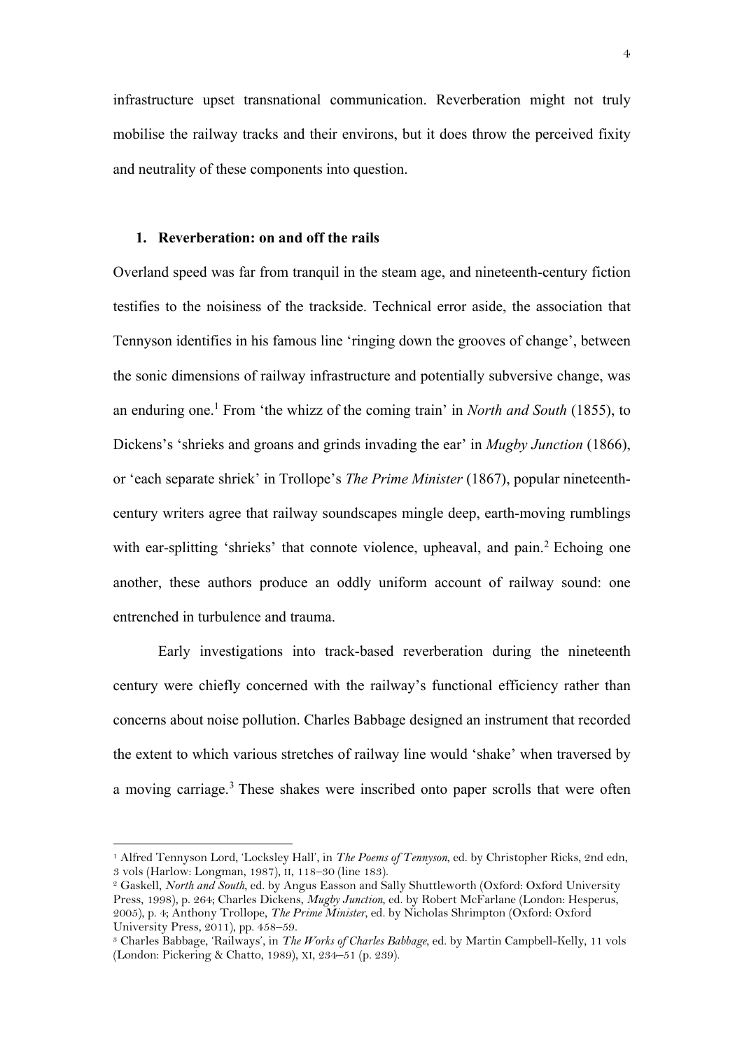infrastructure upset transnational communication. Reverberation might not truly mobilise the railway tracks and their environs, but it does throw the perceived fixity and neutrality of these components into question.

## 1. Reverberation: on and off the rails

Overland speed was far from tranquil in the steam age, and nineteenth-century fiction testifies to the noisiness of the trackside. Technical error aside, the association that Tennyson identifies in his famous line 'ringing down the grooves of change', between the sonic dimensions of railway infrastructure and potentially subversive change, was an enduring one.[1] From 'the whizz of the coming train' in *North and South* (1855), to Dickens's 'shrieks and groans and grinds invading the ear' in *Mugby Junction* (1866), or 'each separate shriek' in Trollope's *The Prime Minister* (1867), popular nineteenth-century writers agree that railway soundscapes mingle deep, earth-moving rumblings with ear-splitting 'shrieks' that connote violence, upheaval, and pain.[2] Echoing one another, these authors produce an oddly uniform account of railway sound: one entrenched in turbulence and trauma.

Early investigations into track-based reverberation during the nineteenth century were chiefly concerned with the railway's functional efficiency rather than concerns about noise pollution. Charles Babbage designed an instrument that recorded the extent to which various stretches of railway line would 'shake' when traversed by a moving carriage.[3] These shakes were inscribed onto paper scrolls that were often

---

[1] Alfred Tennyson Lord, 'Locksley Hall', in *The Poems of Tennyson*, ed. by Christopher Ricks, 2nd edn, 3 vols (Harlow: Longman, 1987), II, 118–30 (line 183).

[2] Gaskell, *North and South*, ed. by Angus Easson and Sally Shuttleworth (Oxford: Oxford University Press, 1998), p. 264; Charles Dickens, *Mugby Junction*, ed. by Robert McFarlane (London: Hesperus, 2005), p. 4; Anthony Trollope, *The Prime Minister*, ed. by Nicholas Shrimpton (Oxford: Oxford University Press, 2011), pp. 458–59.

[3] Charles Babbage, 'Railways', in *The Works of Charles Babbage*, ed. by Martin Campbell-Kelly, 11 vols (London: Pickering & Chatto, 1989), XI, 234–51 (p. 239).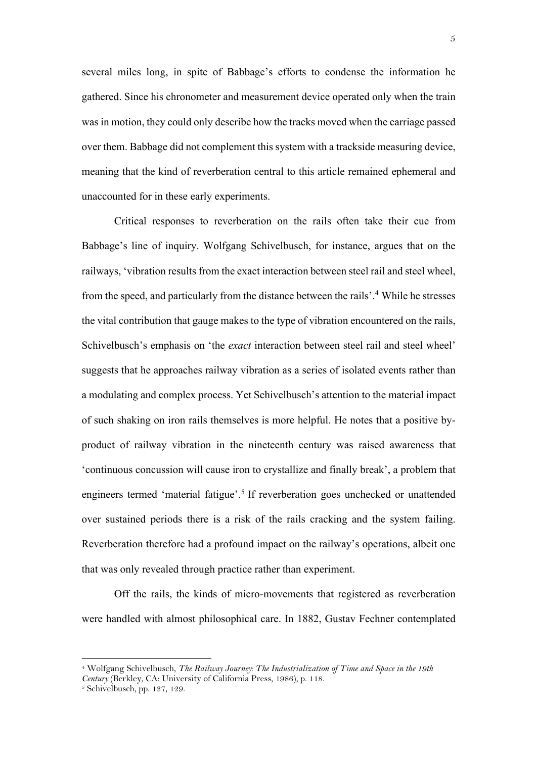several miles long, in spite of Babbage's efforts to condense the information he gathered. Since his chronometer and measurement device operated only when the train was in motion, they could only describe how the tracks moved when the carriage passed over them. Babbage did not complement this system with a trackside measuring device, meaning that the kind of reverberation central to this article remained ephemeral and unaccounted for in these early experiments.

Critical responses to reverberation on the rails often take their cue from Babbage's line of inquiry. Wolfgang Schivelbusch, for instance, argues that on the railways, 'vibration results from the exact interaction between steel rail and steel wheel, from the speed, and particularly from the distance between the rails'.[4] While he stresses the vital contribution that gauge makes to the type of vibration encountered on the rails, Schivelbusch's emphasis on 'the *exact* interaction between steel rail and steel wheel' suggests that he approaches railway vibration as a series of isolated events rather than a modulating and complex process. Yet Schivelbusch's attention to the material impact of such shaking on iron rails themselves is more helpful. He notes that a positive by-product of railway vibration in the nineteenth century was raised awareness that 'continuous concussion will cause iron to crystallize and finally break', a problem that engineers termed 'material fatigue'.[5] If reverberation goes unchecked or unattended over sustained periods there is a risk of the rails cracking and the system failing. Reverberation therefore had a profound impact on the railway's operations, albeit one that was only revealed through practice rather than experiment.

Off the rails, the kinds of micro-movements that registered as reverberation were handled with almost philosophical care. In 1882, Gustav Fechner contemplated

[4] Wolfgang Schivelbusch, *The Railway Journey: The Industrialization of Time and Space in the 19th Century* (Berkley, CA: University of California Press, 1986), p. 118.
[5] Schivelbusch, pp. 127, 129.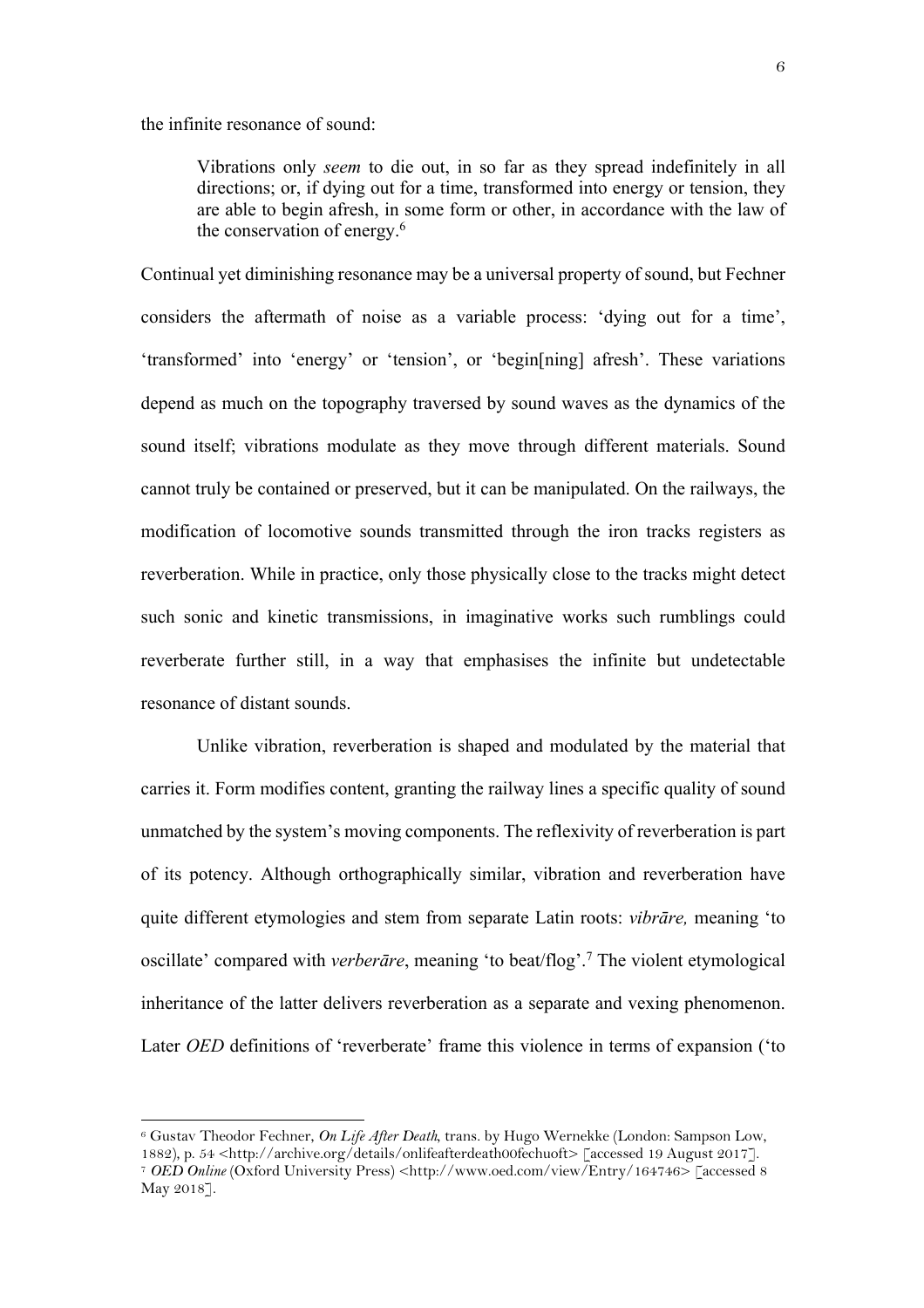the infinite resonance of sound:

> Vibrations only *seem* to die out, in so far as they spread indefinitely in all directions; or, if dying out for a time, transformed into energy or tension, they are able to begin afresh, in some form or other, in accordance with the law of the conservation of energy.[6]

Continual yet diminishing resonance may be a universal property of sound, but Fechner considers the aftermath of noise as a variable process: 'dying out for a time', 'transformed' into 'energy' or 'tension', or 'begin[ning] afresh'. These variations depend as much on the topography traversed by sound waves as the dynamics of the sound itself; vibrations modulate as they move through different materials. Sound cannot truly be contained or preserved, but it can be manipulated. On the railways, the modification of locomotive sounds transmitted through the iron tracks registers as reverberation. While in practice, only those physically close to the tracks might detect such sonic and kinetic transmissions, in imaginative works such rumblings could reverberate further still, in a way that emphasises the infinite but undetectable resonance of distant sounds.

Unlike vibration, reverberation is shaped and modulated by the material that carries it. Form modifies content, granting the railway lines a specific quality of sound unmatched by the system's moving components. The reflexivity of reverberation is part of its potency. Although orthographically similar, vibration and reverberation have quite different etymologies and stem from separate Latin roots: *vibrāre,* meaning 'to oscillate' compared with *verberāre*, meaning 'to beat/flog'.[7] The violent etymological inheritance of the latter delivers reverberation as a separate and vexing phenomenon. Later *OED* definitions of 'reverberate' frame this violence in terms of expansion ('to

---

[6] Gustav Theodor Fechner, *On Life After Death*, trans. by Hugo Wernekke (London: Sampson Low, 1882), p. 54 <http://archive.org/details/onlifeafterdeath00fechuoft> [accessed 19 August 2017].

[7] *OED Online* (Oxford University Press) <http://www.oed.com/view/Entry/164746> [accessed 8 May 2018].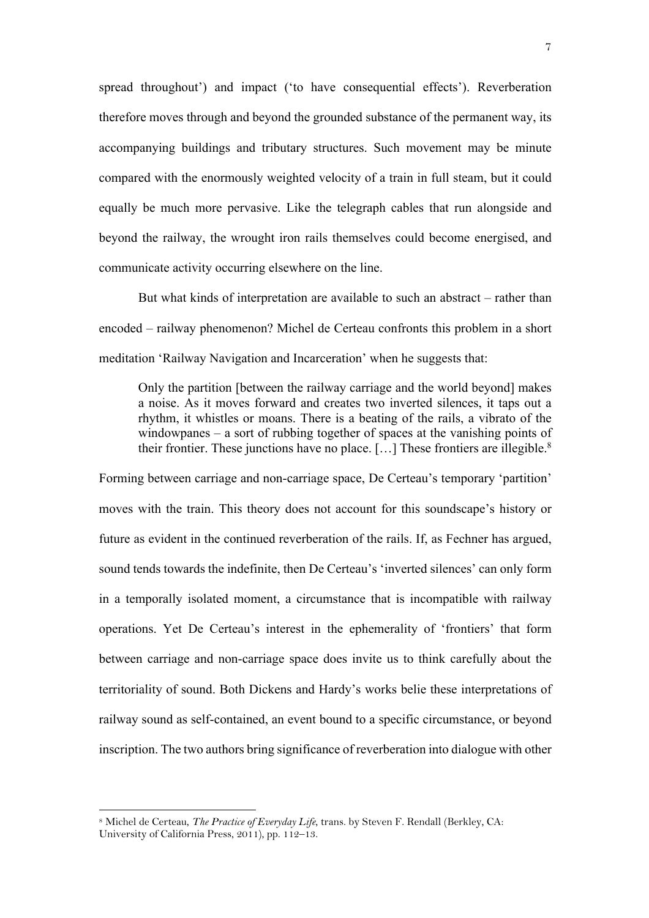spread throughout') and impact ('to have consequential effects'). Reverberation therefore moves through and beyond the grounded substance of the permanent way, its accompanying buildings and tributary structures. Such movement may be minute compared with the enormously weighted velocity of a train in full steam, but it could equally be much more pervasive. Like the telegraph cables that run alongside and beyond the railway, the wrought iron rails themselves could become energised, and communicate activity occurring elsewhere on the line.

But what kinds of interpretation are available to such an abstract – rather than encoded – railway phenomenon? Michel de Certeau confronts this problem in a short meditation 'Railway Navigation and Incarceration' when he suggests that:

> Only the partition [between the railway carriage and the world beyond] makes a noise. As it moves forward and creates two inverted silences, it taps out a rhythm, it whistles or moans. There is a beating of the rails, a vibrato of the windowpanes – a sort of rubbing together of spaces at the vanishing points of their frontier. These junctions have no place. […] These frontiers are illegible.[8]

Forming between carriage and non-carriage space, De Certeau's temporary 'partition' moves with the train. This theory does not account for this soundscape's history or future as evident in the continued reverberation of the rails. If, as Fechner has argued, sound tends towards the indefinite, then De Certeau's 'inverted silences' can only form in a temporally isolated moment, a circumstance that is incompatible with railway operations. Yet De Certeau's interest in the ephemerality of 'frontiers' that form between carriage and non-carriage space does invite us to think carefully about the territoriality of sound. Both Dickens and Hardy's works belie these interpretations of railway sound as self-contained, an event bound to a specific circumstance, or beyond inscription. The two authors bring significance of reverberation into dialogue with other

[8] Michel de Certeau, *The Practice of Everyday Life*, trans. by Steven F. Rendall (Berkley, CA: University of California Press, 2011), pp. 112–13.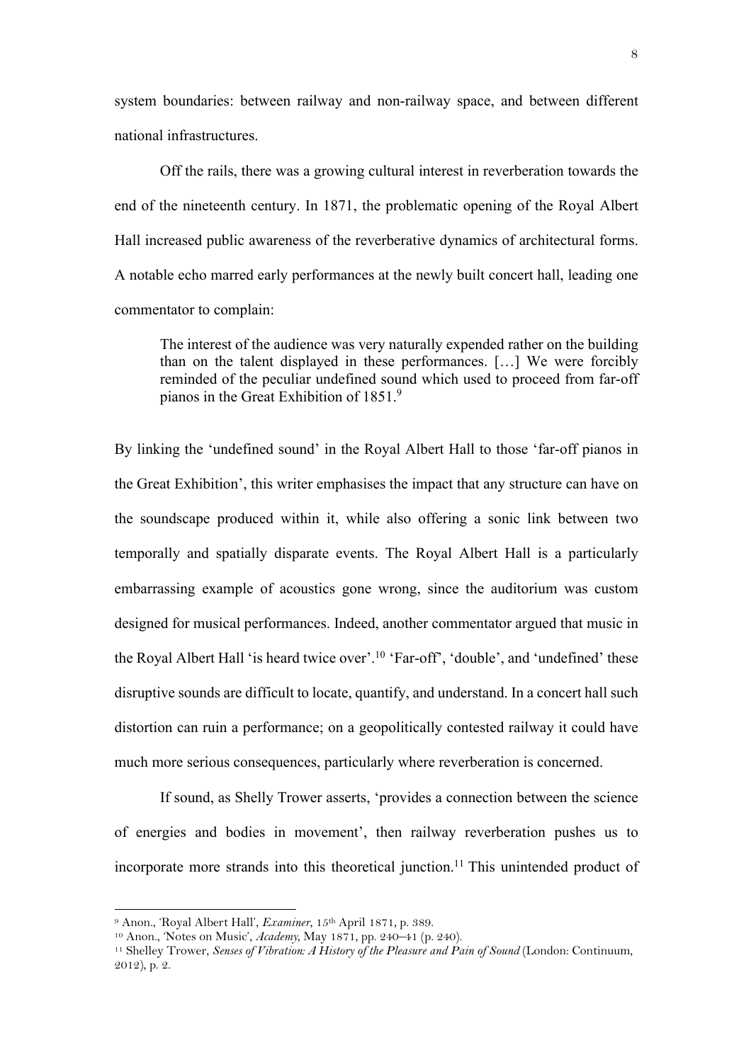system boundaries: between railway and non-railway space, and between different national infrastructures.

Off the rails, there was a growing cultural interest in reverberation towards the end of the nineteenth century. In 1871, the problematic opening of the Royal Albert Hall increased public awareness of the reverberative dynamics of architectural forms. A notable echo marred early performances at the newly built concert hall, leading one commentator to complain:

> The interest of the audience was very naturally expended rather on the building than on the talent displayed in these performances. […] We were forcibly reminded of the peculiar undefined sound which used to proceed from far-off pianos in the Great Exhibition of 1851.[9]

By linking the 'undefined sound' in the Royal Albert Hall to those 'far-off pianos in the Great Exhibition', this writer emphasises the impact that any structure can have on the soundscape produced within it, while also offering a sonic link between two temporally and spatially disparate events. The Royal Albert Hall is a particularly embarrassing example of acoustics gone wrong, since the auditorium was custom designed for musical performances. Indeed, another commentator argued that music in the Royal Albert Hall 'is heard twice over'.[10] 'Far-off', 'double', and 'undefined' these disruptive sounds are difficult to locate, quantify, and understand. In a concert hall such distortion can ruin a performance; on a geopolitically contested railway it could have much more serious consequences, particularly where reverberation is concerned.

If sound, as Shelly Trower asserts, 'provides a connection between the science of energies and bodies in movement', then railway reverberation pushes us to incorporate more strands into this theoretical junction.[11] This unintended product of

---

[9] Anon., 'Royal Albert Hall', *Examiner*, 15th April 1871, p. 389.

[10] Anon., 'Notes on Music', *Academy*, May 1871, pp. 240–41 (p. 240).

[11] Shelley Trower, *Senses of Vibration: A History of the Pleasure and Pain of Sound* (London: Continuum, 2012), p. 2.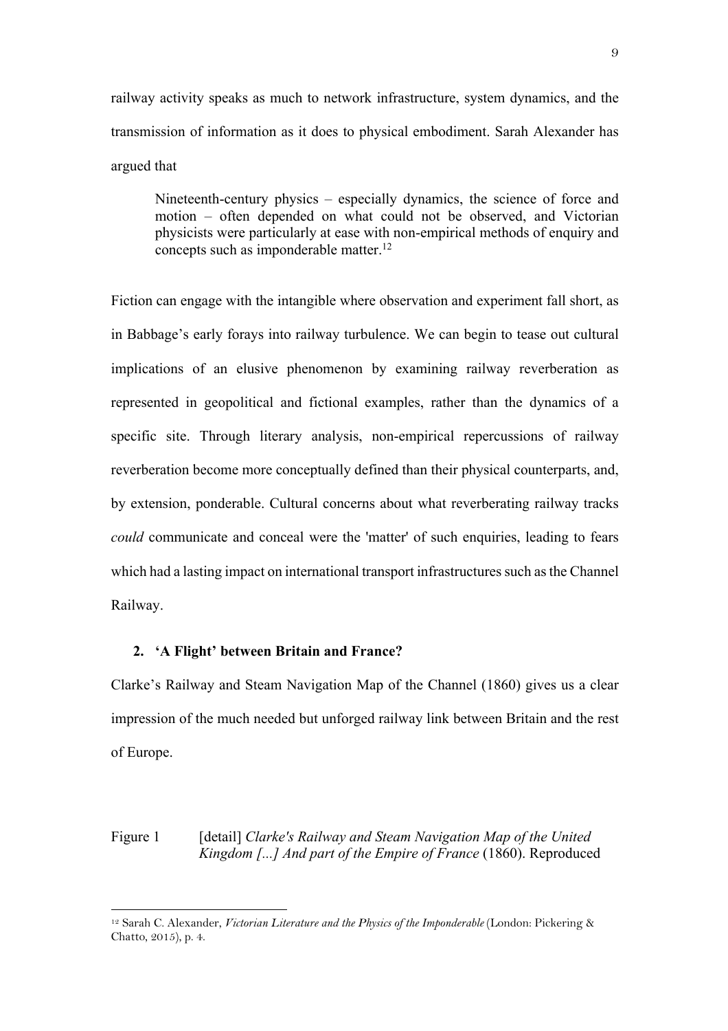railway activity speaks as much to network infrastructure, system dynamics, and the transmission of information as it does to physical embodiment. Sarah Alexander has argued that

> Nineteenth-century physics – especially dynamics, the science of force and motion – often depended on what could not be observed, and Victorian physicists were particularly at ease with non-empirical methods of enquiry and concepts such as imponderable matter.[12]

Fiction can engage with the intangible where observation and experiment fall short, as in Babbage's early forays into railway turbulence. We can begin to tease out cultural implications of an elusive phenomenon by examining railway reverberation as represented in geopolitical and fictional examples, rather than the dynamics of a specific site. Through literary analysis, non-empirical repercussions of railway reverberation become more conceptually defined than their physical counterparts, and, by extension, ponderable. Cultural concerns about what reverberating railway tracks *could* communicate and conceal were the 'matter' of such enquiries, leading to fears which had a lasting impact on international transport infrastructures such as the Channel Railway.

## 2. 'A Flight' between Britain and France?

Clarke's Railway and Steam Navigation Map of the Channel (1860) gives us a clear impression of the much needed but unforged railway link between Britain and the rest of Europe.

Figure 1 [detail] *Clarke's Railway and Steam Navigation Map of the United Kingdom [...] And part of the Empire of France* (1860). Reproduced

---

[12] Sarah C. Alexander, *Victorian Literature and the Physics of the Imponderable* (London: Pickering & Chatto, 2015), p. 4.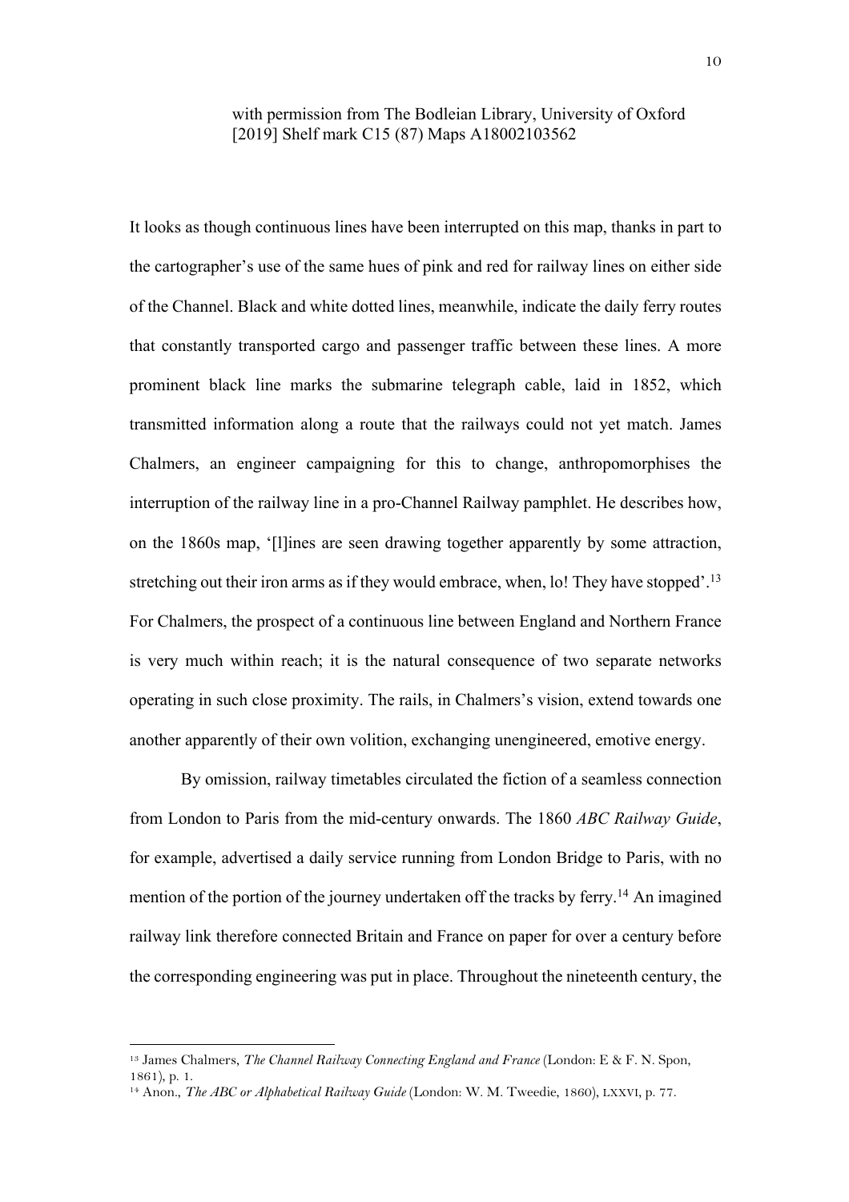with permission from The Bodleian Library, University of Oxford [2019] Shelf mark C15 (87) Maps A18002103562

It looks as though continuous lines have been interrupted on this map, thanks in part to the cartographer's use of the same hues of pink and red for railway lines on either side of the Channel. Black and white dotted lines, meanwhile, indicate the daily ferry routes that constantly transported cargo and passenger traffic between these lines. A more prominent black line marks the submarine telegraph cable, laid in 1852, which transmitted information along a route that the railways could not yet match. James Chalmers, an engineer campaigning for this to change, anthropomorphises the interruption of the railway line in a pro-Channel Railway pamphlet. He describes how, on the 1860s map, '[l]ines are seen drawing together apparently by some attraction, stretching out their iron arms as if they would embrace, when, lo! They have stopped'.[13] For Chalmers, the prospect of a continuous line between England and Northern France is very much within reach; it is the natural consequence of two separate networks operating in such close proximity. The rails, in Chalmers's vision, extend towards one another apparently of their own volition, exchanging unengineered, emotive energy.

By omission, railway timetables circulated the fiction of a seamless connection from London to Paris from the mid-century onwards. The 1860 *ABC Railway Guide*, for example, advertised a daily service running from London Bridge to Paris, with no mention of the portion of the journey undertaken off the tracks by ferry.[14] An imagined railway link therefore connected Britain and France on paper for over a century before the corresponding engineering was put in place. Throughout the nineteenth century, the

---

[13] James Chalmers, *The Channel Railway Connecting England and France* (London: E & F. N. Spon, 1861), p. 1.

[14] Anon., *The ABC or Alphabetical Railway Guide* (London: W. M. Tweedie, 1860), LXXVI, p. 77.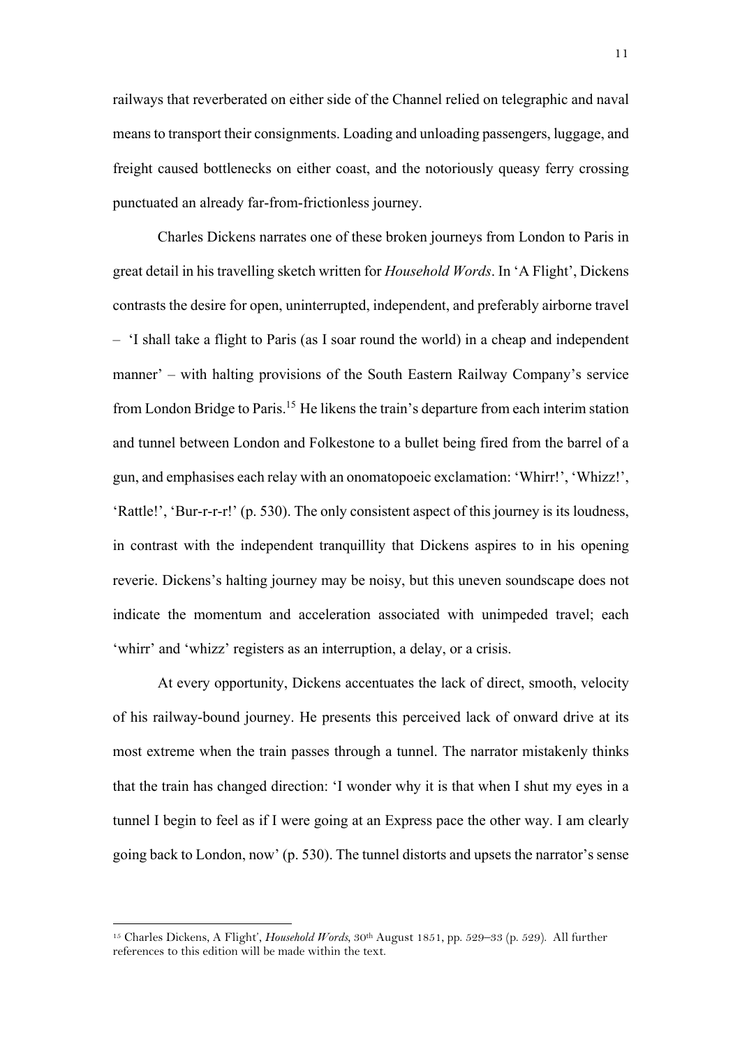railways that reverberated on either side of the Channel relied on telegraphic and naval means to transport their consignments. Loading and unloading passengers, luggage, and freight caused bottlenecks on either coast, and the notoriously queasy ferry crossing punctuated an already far-from-frictionless journey.

Charles Dickens narrates one of these broken journeys from London to Paris in great detail in his travelling sketch written for *Household Words*. In 'A Flight', Dickens contrasts the desire for open, uninterrupted, independent, and preferably airborne travel – 'I shall take a flight to Paris (as I soar round the world) in a cheap and independent manner' – with halting provisions of the South Eastern Railway Company's service from London Bridge to Paris.[15] He likens the train's departure from each interim station and tunnel between London and Folkestone to a bullet being fired from the barrel of a gun, and emphasises each relay with an onomatopoeic exclamation: 'Whirr!', 'Whizz!', 'Rattle!', 'Bur-r-r-r!' (p. 530). The only consistent aspect of this journey is its loudness, in contrast with the independent tranquillity that Dickens aspires to in his opening reverie. Dickens's halting journey may be noisy, but this uneven soundscape does not indicate the momentum and acceleration associated with unimpeded travel; each 'whirr' and 'whizz' registers as an interruption, a delay, or a crisis.

At every opportunity, Dickens accentuates the lack of direct, smooth, velocity of his railway-bound journey. He presents this perceived lack of onward drive at its most extreme when the train passes through a tunnel. The narrator mistakenly thinks that the train has changed direction: 'I wonder why it is that when I shut my eyes in a tunnel I begin to feel as if I were going at an Express pace the other way. I am clearly going back to London, now' (p. 530). The tunnel distorts and upsets the narrator's sense

---

[15] Charles Dickens, A Flight', *Household Words*, 30th August 1851, pp. 529–33 (p. 529). All further references to this edition will be made within the text.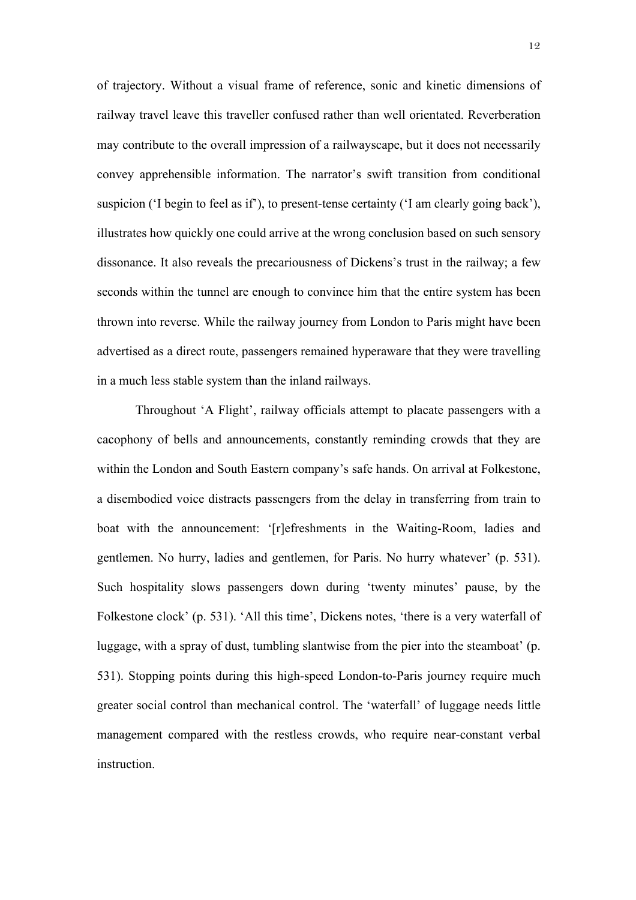of trajectory. Without a visual frame of reference, sonic and kinetic dimensions of railway travel leave this traveller confused rather than well orientated. Reverberation may contribute to the overall impression of a railwayscape, but it does not necessarily convey apprehensible information. The narrator's swift transition from conditional suspicion ('I begin to feel as if'), to present-tense certainty ('I am clearly going back'), illustrates how quickly one could arrive at the wrong conclusion based on such sensory dissonance. It also reveals the precariousness of Dickens's trust in the railway; a few seconds within the tunnel are enough to convince him that the entire system has been thrown into reverse. While the railway journey from London to Paris might have been advertised as a direct route, passengers remained hyperaware that they were travelling in a much less stable system than the inland railways.

Throughout 'A Flight', railway officials attempt to placate passengers with a cacophony of bells and announcements, constantly reminding crowds that they are within the London and South Eastern company's safe hands. On arrival at Folkestone, a disembodied voice distracts passengers from the delay in transferring from train to boat with the announcement: '[r]efreshments in the Waiting-Room, ladies and gentlemen. No hurry, ladies and gentlemen, for Paris. No hurry whatever' (p. 531). Such hospitality slows passengers down during 'twenty minutes' pause, by the Folkestone clock' (p. 531). 'All this time', Dickens notes, 'there is a very waterfall of luggage, with a spray of dust, tumbling slantwise from the pier into the steamboat' (p. 531). Stopping points during this high-speed London-to-Paris journey require much greater social control than mechanical control. The 'waterfall' of luggage needs little management compared with the restless crowds, who require near-constant verbal instruction.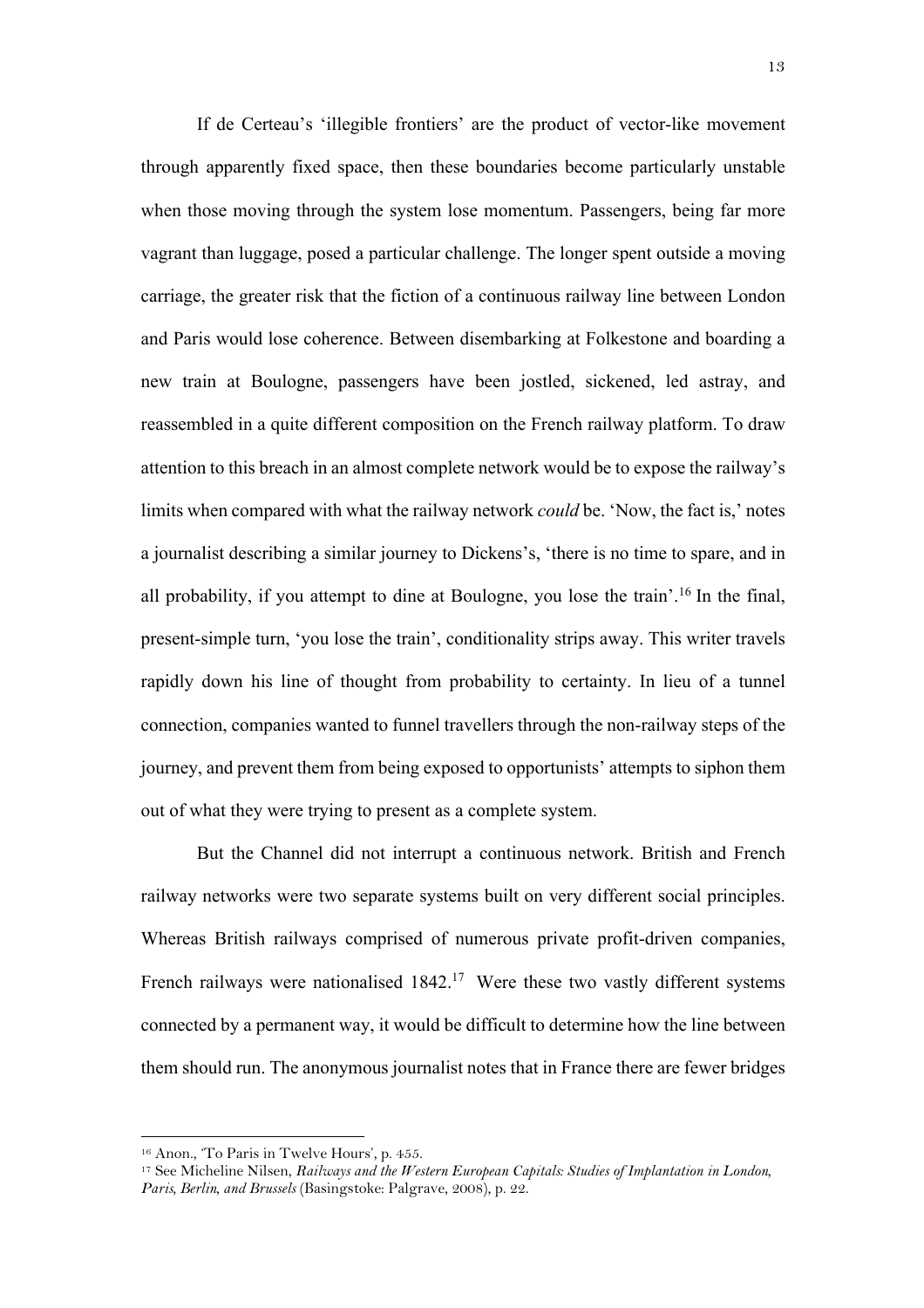If de Certeau's 'illegible frontiers' are the product of vector-like movement through apparently fixed space, then these boundaries become particularly unstable when those moving through the system lose momentum. Passengers, being far more vagrant than luggage, posed a particular challenge. The longer spent outside a moving carriage, the greater risk that the fiction of a continuous railway line between London and Paris would lose coherence. Between disembarking at Folkestone and boarding a new train at Boulogne, passengers have been jostled, sickened, led astray, and reassembled in a quite different composition on the French railway platform. To draw attention to this breach in an almost complete network would be to expose the railway's limits when compared with what the railway network *could* be. 'Now, the fact is,' notes a journalist describing a similar journey to Dickens's, 'there is no time to spare, and in all probability, if you attempt to dine at Boulogne, you lose the train'.[16] In the final, present-simple turn, 'you lose the train', conditionality strips away. This writer travels rapidly down his line of thought from probability to certainty. In lieu of a tunnel connection, companies wanted to funnel travellers through the non-railway steps of the journey, and prevent them from being exposed to opportunists' attempts to siphon them out of what they were trying to present as a complete system.

But the Channel did not interrupt a continuous network. British and French railway networks were two separate systems built on very different social principles. Whereas British railways comprised of numerous private profit-driven companies, French railways were nationalised 1842.[17] Were these two vastly different systems connected by a permanent way, it would be difficult to determine how the line between them should run. The anonymous journalist notes that in France there are fewer bridges

---

[16] Anon., 'To Paris in Twelve Hours', p. 455.

[17] See Micheline Nilsen, *Railways and the Western European Capitals: Studies of Implantation in London, Paris, Berlin, and Brussels* (Basingstoke: Palgrave, 2008), p. 22.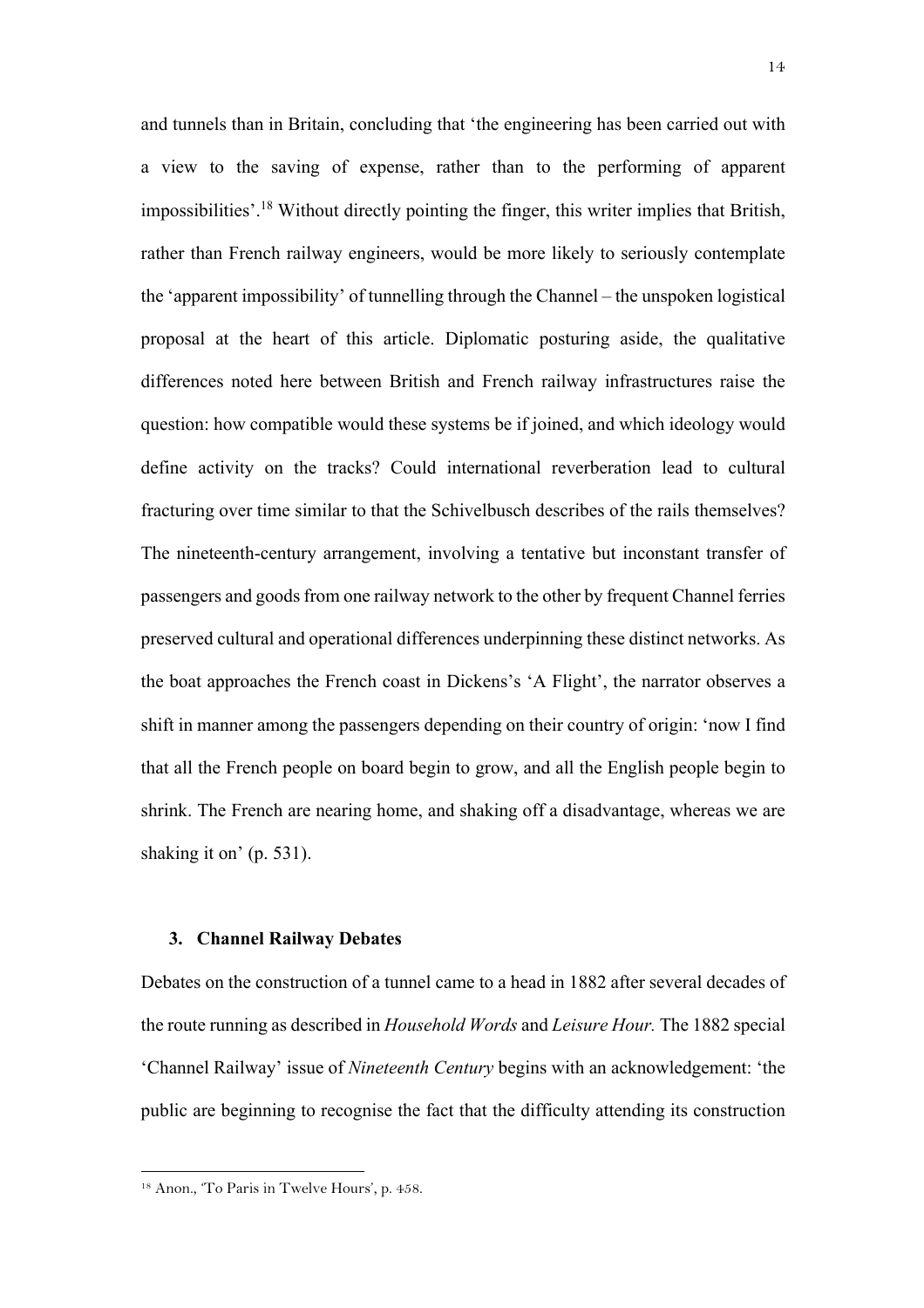and tunnels than in Britain, concluding that 'the engineering has been carried out with a view to the saving of expense, rather than to the performing of apparent impossibilities'.[18] Without directly pointing the finger, this writer implies that British, rather than French railway engineers, would be more likely to seriously contemplate the 'apparent impossibility' of tunnelling through the Channel – the unspoken logistical proposal at the heart of this article. Diplomatic posturing aside, the qualitative differences noted here between British and French railway infrastructures raise the question: how compatible would these systems be if joined, and which ideology would define activity on the tracks? Could international reverberation lead to cultural fracturing over time similar to that the Schivelbusch describes of the rails themselves? The nineteenth-century arrangement, involving a tentative but inconstant transfer of passengers and goods from one railway network to the other by frequent Channel ferries preserved cultural and operational differences underpinning these distinct networks. As the boat approaches the French coast in Dickens's 'A Flight', the narrator observes a shift in manner among the passengers depending on their country of origin: 'now I find that all the French people on board begin to grow, and all the English people begin to shrink. The French are nearing home, and shaking off a disadvantage, whereas we are shaking it on' (p. 531).

### 3. Channel Railway Debates

Debates on the construction of a tunnel came to a head in 1882 after several decades of the route running as described in *Household Words* and *Leisure Hour.* The 1882 special 'Channel Railway' issue of *Nineteenth Century* begins with an acknowledgement: 'the public are beginning to recognise the fact that the difficulty attending its construction

[18] Anon., 'To Paris in Twelve Hours', p. 458.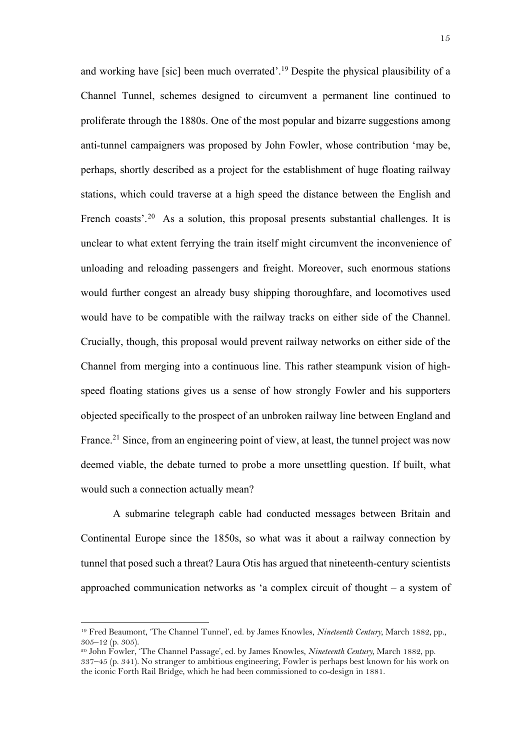and working have [sic] been much overrated'.[19] Despite the physical plausibility of a Channel Tunnel, schemes designed to circumvent a permanent line continued to proliferate through the 1880s. One of the most popular and bizarre suggestions among anti-tunnel campaigners was proposed by John Fowler, whose contribution 'may be, perhaps, shortly described as a project for the establishment of huge floating railway stations, which could traverse at a high speed the distance between the English and French coasts'.[20] As a solution, this proposal presents substantial challenges. It is unclear to what extent ferrying the train itself might circumvent the inconvenience of unloading and reloading passengers and freight. Moreover, such enormous stations would further congest an already busy shipping thoroughfare, and locomotives used would have to be compatible with the railway tracks on either side of the Channel. Crucially, though, this proposal would prevent railway networks on either side of the Channel from merging into a continuous line. This rather steampunk vision of high-speed floating stations gives us a sense of how strongly Fowler and his supporters objected specifically to the prospect of an unbroken railway line between England and France.[21] Since, from an engineering point of view, at least, the tunnel project was now deemed viable, the debate turned to probe a more unsettling question. If built, what would such a connection actually mean?

A submarine telegraph cable had conducted messages between Britain and Continental Europe since the 1850s, so what was it about a railway connection by tunnel that posed such a threat? Laura Otis has argued that nineteenth-century scientists approached communication networks as 'a complex circuit of thought – a system of

---

[19] Fred Beaumont, 'The Channel Tunnel', ed. by James Knowles, *Nineteenth Century*, March 1882, pp., 305–12 (p. 305).

[20] John Fowler, 'The Channel Passage', ed. by James Knowles, *Nineteenth Century*, March 1882, pp. 337–45 (p. 341). No stranger to ambitious engineering, Fowler is perhaps best known for his work on the iconic Forth Rail Bridge, which he had been commissioned to co-design in 1881.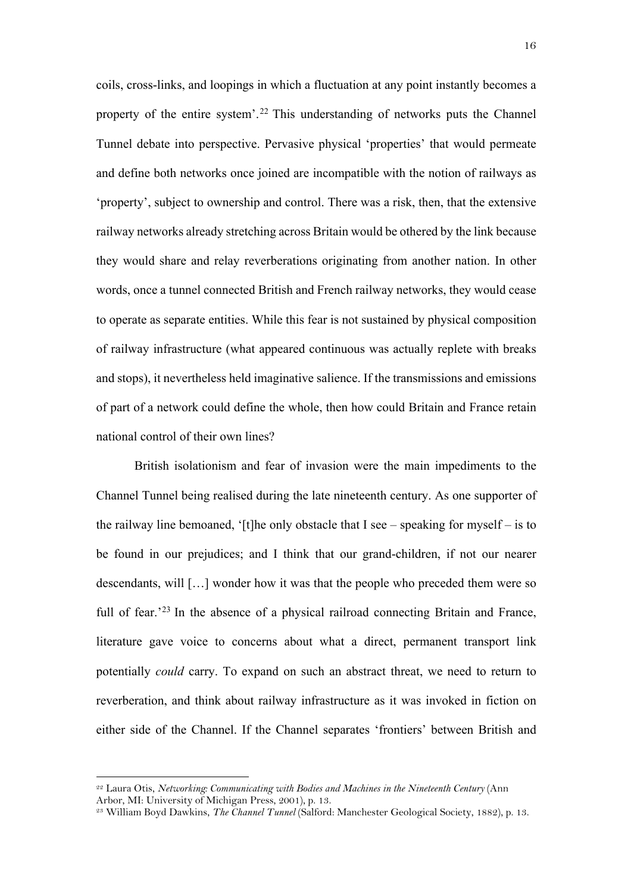coils, cross-links, and loopings in which a fluctuation at any point instantly becomes a property of the entire system'.[22] This understanding of networks puts the Channel Tunnel debate into perspective. Pervasive physical 'properties' that would permeate and define both networks once joined are incompatible with the notion of railways as 'property', subject to ownership and control. There was a risk, then, that the extensive railway networks already stretching across Britain would be othered by the link because they would share and relay reverberations originating from another nation. In other words, once a tunnel connected British and French railway networks, they would cease to operate as separate entities. While this fear is not sustained by physical composition of railway infrastructure (what appeared continuous was actually replete with breaks and stops), it nevertheless held imaginative salience. If the transmissions and emissions of part of a network could define the whole, then how could Britain and France retain national control of their own lines?

British isolationism and fear of invasion were the main impediments to the Channel Tunnel being realised during the late nineteenth century. As one supporter of the railway line bemoaned, '[t]he only obstacle that I see – speaking for myself – is to be found in our prejudices; and I think that our grand-children, if not our nearer descendants, will […] wonder how it was that the people who preceded them were so full of fear.'[23] In the absence of a physical railroad connecting Britain and France, literature gave voice to concerns about what a direct, permanent transport link potentially *could* carry. To expand on such an abstract threat, we need to return to reverberation, and think about railway infrastructure as it was invoked in fiction on either side of the Channel. If the Channel separates 'frontiers' between British and

---

[22] Laura Otis, *Networking: Communicating with Bodies and Machines in the Nineteenth Century* (Ann Arbor, MI: University of Michigan Press, 2001), p. 13.

[23] William Boyd Dawkins, *The Channel Tunnel* (Salford: Manchester Geological Society, 1882), p. 13.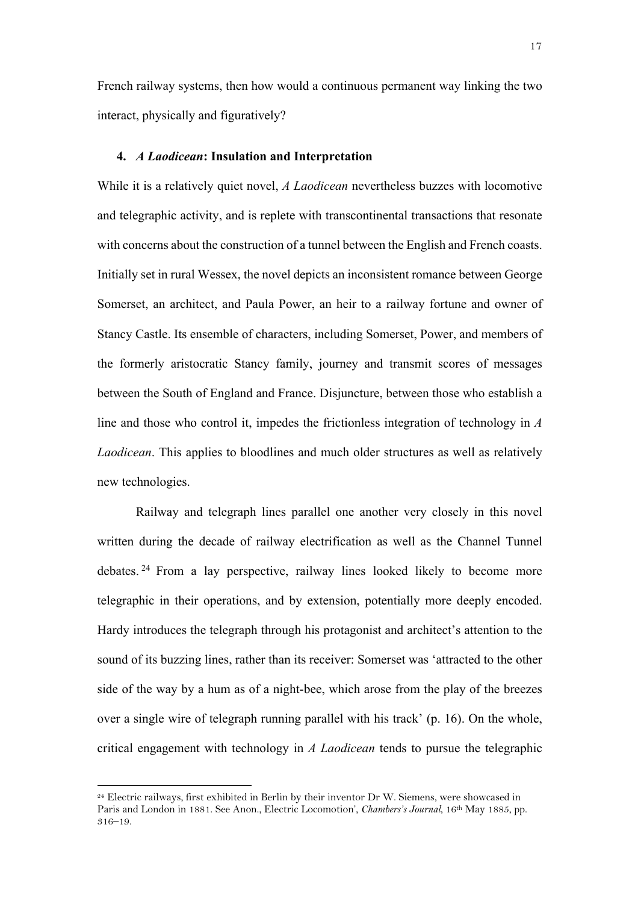French railway systems, then how would a continuous permanent way linking the two interact, physically and figuratively?

### 4. *A Laodicean*: Insulation and Interpretation

While it is a relatively quiet novel, *A Laodicean* nevertheless buzzes with locomotive and telegraphic activity, and is replete with transcontinental transactions that resonate with concerns about the construction of a tunnel between the English and French coasts. Initially set in rural Wessex, the novel depicts an inconsistent romance between George Somerset, an architect, and Paula Power, an heir to a railway fortune and owner of Stancy Castle. Its ensemble of characters, including Somerset, Power, and members of the formerly aristocratic Stancy family, journey and transmit scores of messages between the South of England and France. Disjuncture, between those who establish a line and those who control it, impedes the frictionless integration of technology in *A Laodicean*. This applies to bloodlines and much older structures as well as relatively new technologies.

Railway and telegraph lines parallel one another very closely in this novel written during the decade of railway electrification as well as the Channel Tunnel debates.[24] From a lay perspective, railway lines looked likely to become more telegraphic in their operations, and by extension, potentially more deeply encoded. Hardy introduces the telegraph through his protagonist and architect's attention to the sound of its buzzing lines, rather than its receiver: Somerset was 'attracted to the other side of the way by a hum as of a night-bee, which arose from the play of the breezes over a single wire of telegraph running parallel with his track' (p. 16). On the whole, critical engagement with technology in *A Laodicean* tends to pursue the telegraphic

---

[24] Electric railways, first exhibited in Berlin by their inventor Dr W. Siemens, were showcased in Paris and London in 1881. See Anon., Electric Locomotion', *Chambers's Journal*, 16th May 1885, pp. 316–19.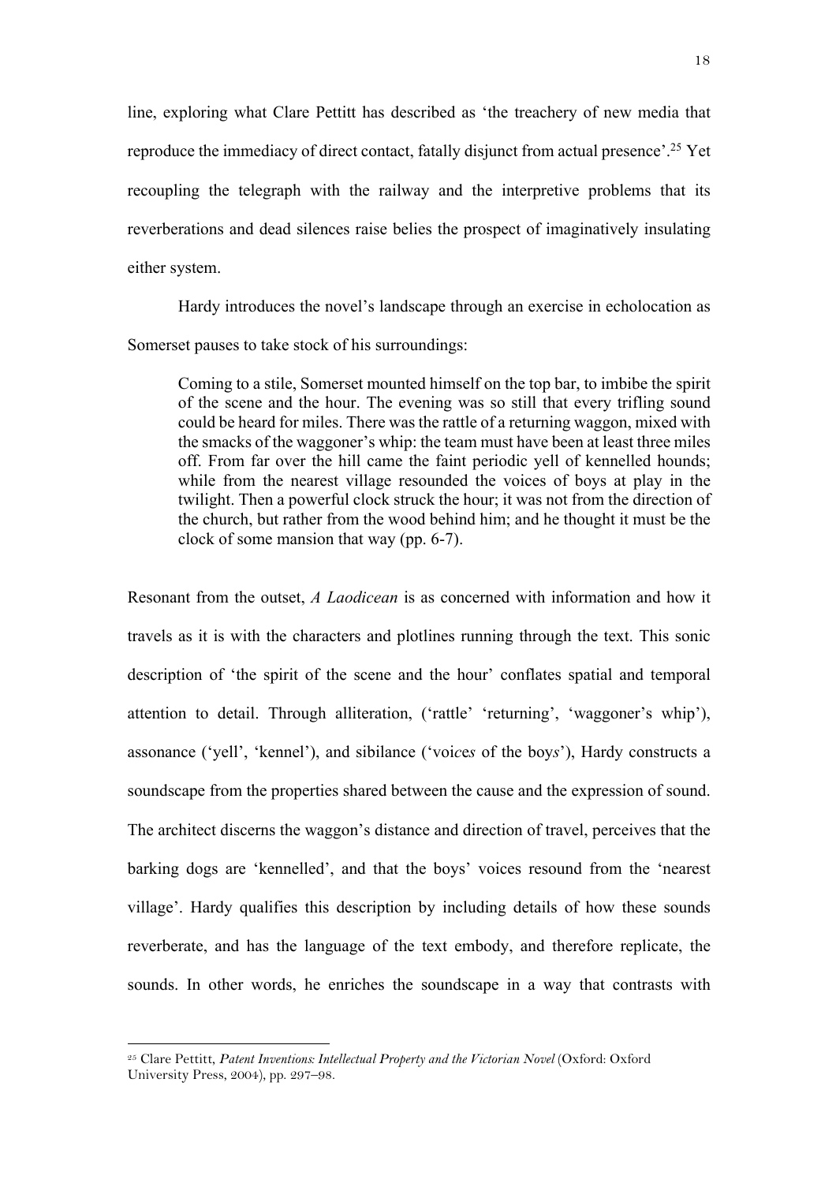line, exploring what Clare Pettitt has described as 'the treachery of new media that reproduce the immediacy of direct contact, fatally disjunct from actual presence'.[25] Yet recoupling the telegraph with the railway and the interpretive problems that its reverberations and dead silences raise belies the prospect of imaginatively insulating either system.

Hardy introduces the novel's landscape through an exercise in echolocation as Somerset pauses to take stock of his surroundings:

> Coming to a stile, Somerset mounted himself on the top bar, to imbibe the spirit of the scene and the hour. The evening was so still that every trifling sound could be heard for miles. There was the rattle of a returning waggon, mixed with the smacks of the waggoner's whip: the team must have been at least three miles off. From far over the hill came the faint periodic yell of kennelled hounds; while from the nearest village resounded the voices of boys at play in the twilight. Then a powerful clock struck the hour; it was not from the direction of the church, but rather from the wood behind him; and he thought it must be the clock of some mansion that way (pp. 6-7).

Resonant from the outset, *A Laodicean* is as concerned with information and how it travels as it is with the characters and plotlines running through the text. This sonic description of 'the spirit of the scene and the hour' conflates spatial and temporal attention to detail. Through alliteration, ('rattle' 'returning', 'waggoner's whip'), assonance ('yell', 'kennel'), and sibilance ('voi*ces* of the boy*s*'), Hardy constructs a soundscape from the properties shared between the cause and the expression of sound. The architect discerns the waggon's distance and direction of travel, perceives that the barking dogs are 'kennelled', and that the boys' voices resound from the 'nearest village'. Hardy qualifies this description by including details of how these sounds reverberate, and has the language of the text embody, and therefore replicate, the sounds. In other words, he enriches the soundscape in a way that contrasts with

[25] Clare Pettitt, *Patent Inventions: Intellectual Property and the Victorian Novel* (Oxford: Oxford University Press, 2004), pp. 297–98.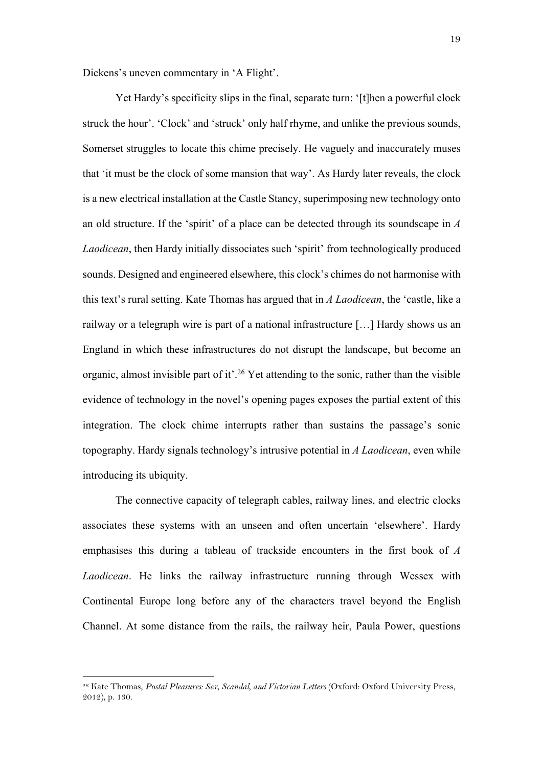Dickens's uneven commentary in 'A Flight'.

Yet Hardy's specificity slips in the final, separate turn: '[t]hen a powerful clock struck the hour'. 'Clock' and 'struck' only half rhyme, and unlike the previous sounds, Somerset struggles to locate this chime precisely. He vaguely and inaccurately muses that 'it must be the clock of some mansion that way'. As Hardy later reveals, the clock is a new electrical installation at the Castle Stancy, superimposing new technology onto an old structure. If the 'spirit' of a place can be detected through its soundscape in *A Laodicean*, then Hardy initially dissociates such 'spirit' from technologically produced sounds. Designed and engineered elsewhere, this clock's chimes do not harmonise with this text's rural setting. Kate Thomas has argued that in *A Laodicean*, the 'castle, like a railway or a telegraph wire is part of a national infrastructure […] Hardy shows us an England in which these infrastructures do not disrupt the landscape, but become an organic, almost invisible part of it'.[26] Yet attending to the sonic, rather than the visible evidence of technology in the novel's opening pages exposes the partial extent of this integration. The clock chime interrupts rather than sustains the passage's sonic topography. Hardy signals technology's intrusive potential in *A Laodicean*, even while introducing its ubiquity.

The connective capacity of telegraph cables, railway lines, and electric clocks associates these systems with an unseen and often uncertain 'elsewhere'. Hardy emphasises this during a tableau of trackside encounters in the first book of *A Laodicean*. He links the railway infrastructure running through Wessex with Continental Europe long before any of the characters travel beyond the English Channel. At some distance from the rails, the railway heir, Paula Power, questions

---

[26] Kate Thomas, *Postal Pleasures: Sex, Scandal, and Victorian Letters* (Oxford: Oxford University Press, 2012), p. 130.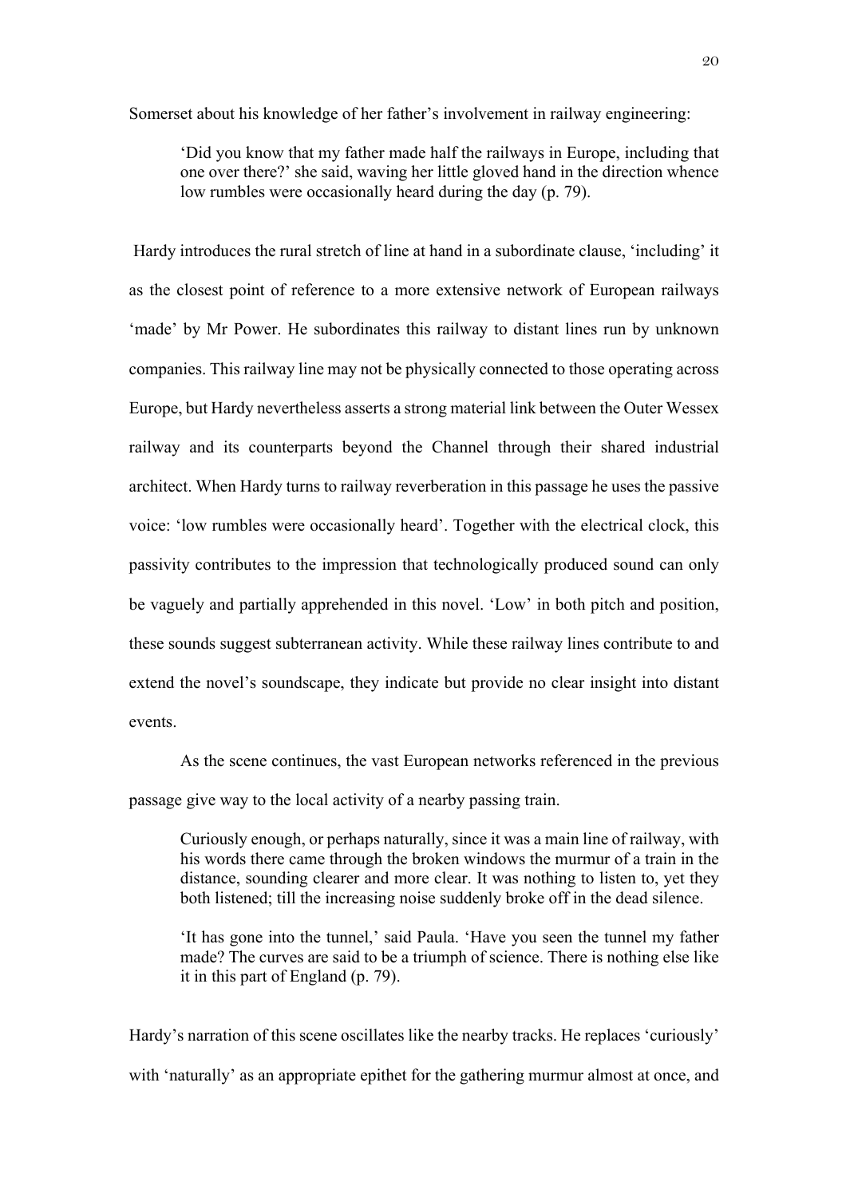Somerset about his knowledge of her father's involvement in railway engineering:

> 'Did you know that my father made half the railways in Europe, including that one over there?' she said, waving her little gloved hand in the direction whence low rumbles were occasionally heard during the day (p. 79).

Hardy introduces the rural stretch of line at hand in a subordinate clause, 'including' it as the closest point of reference to a more extensive network of European railways 'made' by Mr Power. He subordinates this railway to distant lines run by unknown companies. This railway line may not be physically connected to those operating across Europe, but Hardy nevertheless asserts a strong material link between the Outer Wessex railway and its counterparts beyond the Channel through their shared industrial architect. When Hardy turns to railway reverberation in this passage he uses the passive voice: 'low rumbles were occasionally heard'. Together with the electrical clock, this passivity contributes to the impression that technologically produced sound can only be vaguely and partially apprehended in this novel. 'Low' in both pitch and position, these sounds suggest subterranean activity. While these railway lines contribute to and extend the novel's soundscape, they indicate but provide no clear insight into distant events.

As the scene continues, the vast European networks referenced in the previous passage give way to the local activity of a nearby passing train.

> Curiously enough, or perhaps naturally, since it was a main line of railway, with his words there came through the broken windows the murmur of a train in the distance, sounding clearer and more clear. It was nothing to listen to, yet they both listened; till the increasing noise suddenly broke off in the dead silence.
>
> 'It has gone into the tunnel,' said Paula. 'Have you seen the tunnel my father made? The curves are said to be a triumph of science. There is nothing else like it in this part of England (p. 79).

Hardy's narration of this scene oscillates like the nearby tracks. He replaces 'curiously' with 'naturally' as an appropriate epithet for the gathering murmur almost at once, and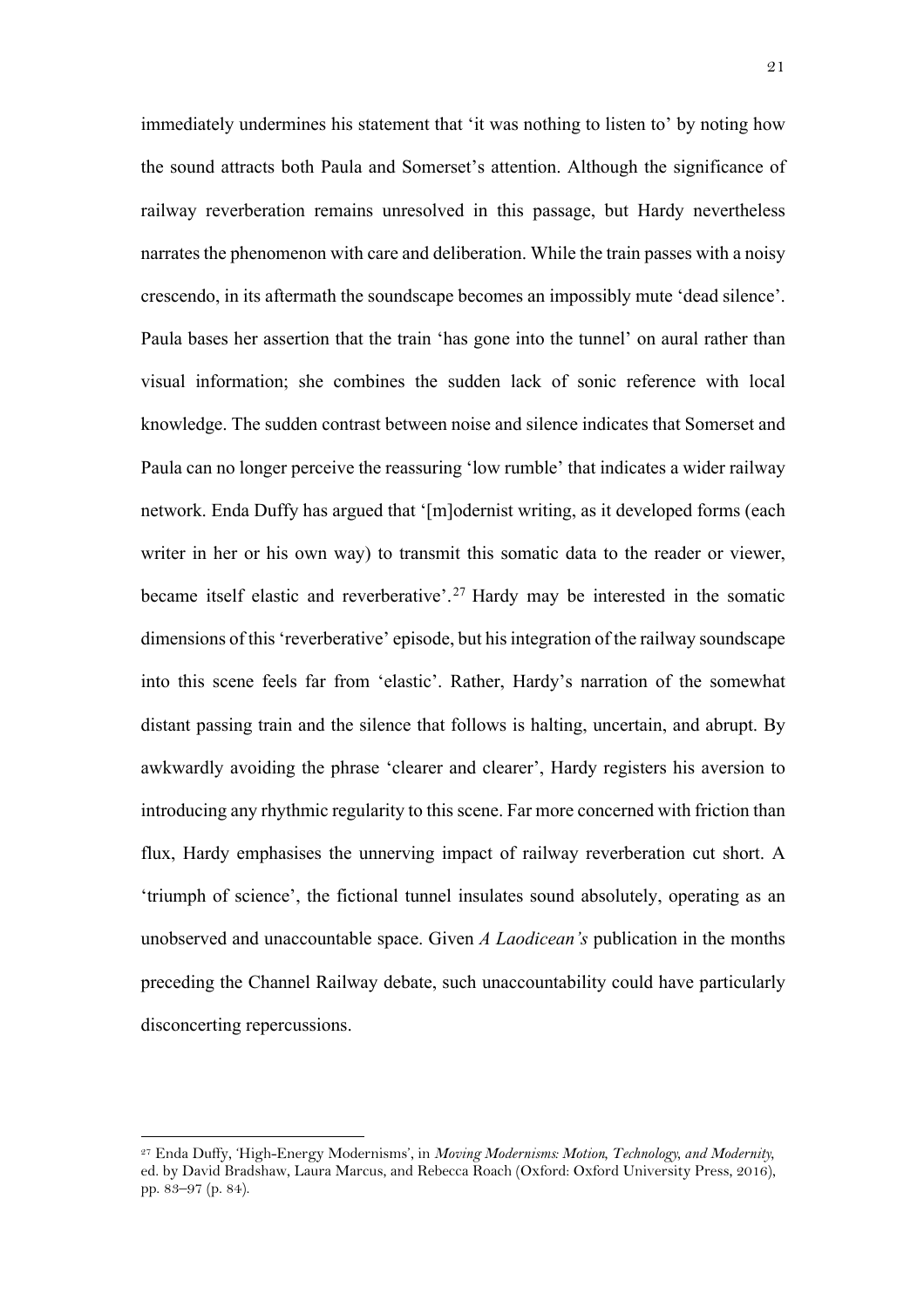immediately undermines his statement that 'it was nothing to listen to' by noting how the sound attracts both Paula and Somerset's attention. Although the significance of railway reverberation remains unresolved in this passage, but Hardy nevertheless narrates the phenomenon with care and deliberation. While the train passes with a noisy crescendo, in its aftermath the soundscape becomes an impossibly mute 'dead silence'. Paula bases her assertion that the train 'has gone into the tunnel' on aural rather than visual information; she combines the sudden lack of sonic reference with local knowledge. The sudden contrast between noise and silence indicates that Somerset and Paula can no longer perceive the reassuring 'low rumble' that indicates a wider railway network. Enda Duffy has argued that '[m]odernist writing, as it developed forms (each writer in her or his own way) to transmit this somatic data to the reader or viewer, became itself elastic and reverberative'.[27] Hardy may be interested in the somatic dimensions of this 'reverberative' episode, but his integration of the railway soundscape into this scene feels far from 'elastic'. Rather, Hardy's narration of the somewhat distant passing train and the silence that follows is halting, uncertain, and abrupt. By awkwardly avoiding the phrase 'clearer and clearer', Hardy registers his aversion to introducing any rhythmic regularity to this scene. Far more concerned with friction than flux, Hardy emphasises the unnerving impact of railway reverberation cut short. A 'triumph of science', the fictional tunnel insulates sound absolutely, operating as an unobserved and unaccountable space. Given *A Laodicean's* publication in the months preceding the Channel Railway debate, such unaccountability could have particularly disconcerting repercussions.

---

[27] Enda Duffy, 'High-Energy Modernisms', in *Moving Modernisms: Motion, Technology, and Modernity*, ed. by David Bradshaw, Laura Marcus, and Rebecca Roach (Oxford: Oxford University Press, 2016), pp. 83–97 (p. 84).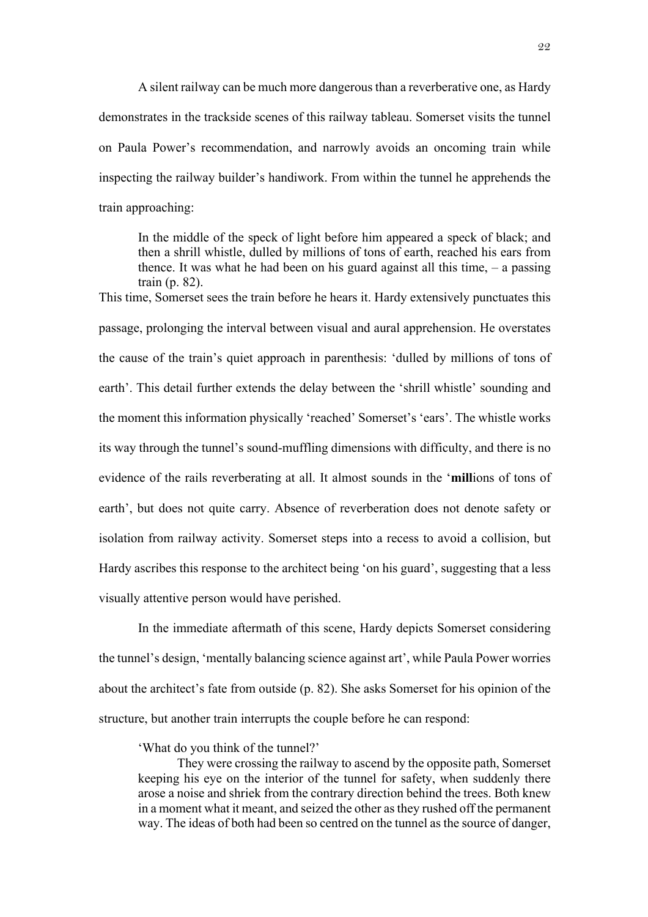A silent railway can be much more dangerous than a reverberative one, as Hardy demonstrates in the trackside scenes of this railway tableau. Somerset visits the tunnel on Paula Power's recommendation, and narrowly avoids an oncoming train while inspecting the railway builder's handiwork. From within the tunnel he apprehends the train approaching:

> In the middle of the speck of light before him appeared a speck of black; and then a shrill whistle, dulled by millions of tons of earth, reached his ears from thence. It was what he had been on his guard against all this time, – a passing train (p. 82).

This time, Somerset sees the train before he hears it. Hardy extensively punctuates this passage, prolonging the interval between visual and aural apprehension. He overstates the cause of the train's quiet approach in parenthesis: 'dulled by millions of tons of earth'. This detail further extends the delay between the 'shrill whistle' sounding and the moment this information physically 'reached' Somerset's 'ears'. The whistle works its way through the tunnel's sound-muffling dimensions with difficulty, and there is no evidence of the rails reverberating at all. It almost sounds in the '**mill**ions of tons of earth', but does not quite carry. Absence of reverberation does not denote safety or isolation from railway activity. Somerset steps into a recess to avoid a collision, but Hardy ascribes this response to the architect being 'on his guard', suggesting that a less visually attentive person would have perished.

In the immediate aftermath of this scene, Hardy depicts Somerset considering the tunnel's design, 'mentally balancing science against art', while Paula Power worries about the architect's fate from outside (p. 82). She asks Somerset for his opinion of the structure, but another train interrupts the couple before he can respond:

> 'What do you think of the tunnel?'
>
> They were crossing the railway to ascend by the opposite path, Somerset keeping his eye on the interior of the tunnel for safety, when suddenly there arose a noise and shriek from the contrary direction behind the trees. Both knew in a moment what it meant, and seized the other as they rushed off the permanent way. The ideas of both had been so centred on the tunnel as the source of danger,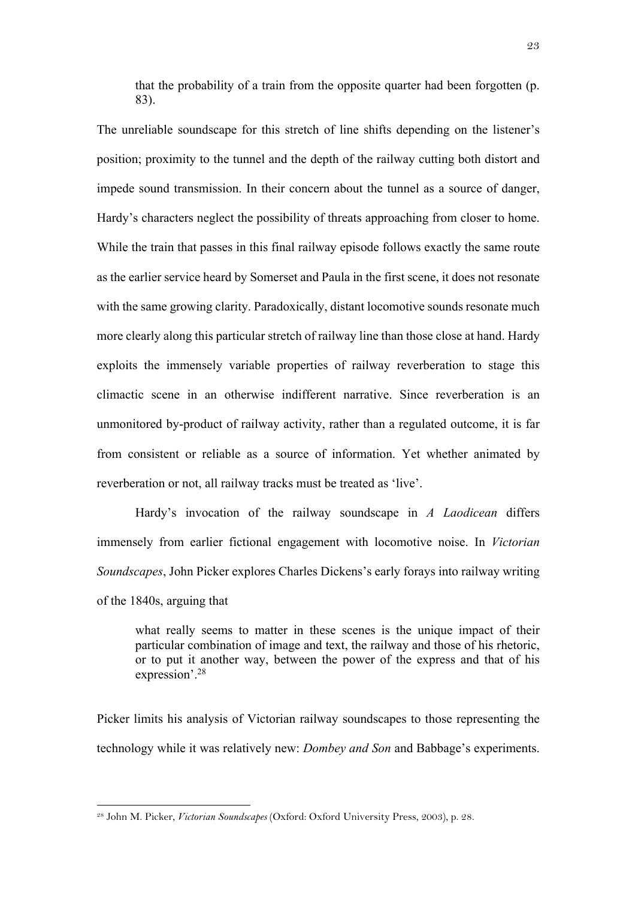> that the probability of a train from the opposite quarter had been forgotten (p. 83).

The unreliable soundscape for this stretch of line shifts depending on the listener's position; proximity to the tunnel and the depth of the railway cutting both distort and impede sound transmission. In their concern about the tunnel as a source of danger, Hardy's characters neglect the possibility of threats approaching from closer to home. While the train that passes in this final railway episode follows exactly the same route as the earlier service heard by Somerset and Paula in the first scene, it does not resonate with the same growing clarity. Paradoxically, distant locomotive sounds resonate much more clearly along this particular stretch of railway line than those close at hand. Hardy exploits the immensely variable properties of railway reverberation to stage this climactic scene in an otherwise indifferent narrative. Since reverberation is an unmonitored by-product of railway activity, rather than a regulated outcome, it is far from consistent or reliable as a source of information. Yet whether animated by reverberation or not, all railway tracks must be treated as 'live'.

Hardy's invocation of the railway soundscape in *A Laodicean* differs immensely from earlier fictional engagement with locomotive noise. In *Victorian Soundscapes*, John Picker explores Charles Dickens's early forays into railway writing of the 1840s, arguing that

> what really seems to matter in these scenes is the unique impact of their particular combination of image and text, the railway and those of his rhetoric, or to put it another way, between the power of the express and that of his expression'.[28]

Picker limits his analysis of Victorian railway soundscapes to those representing the technology while it was relatively new: *Dombey and Son* and Babbage's experiments.

---

[28] John M. Picker, *Victorian Soundscapes* (Oxford: Oxford University Press, 2003), p. 28.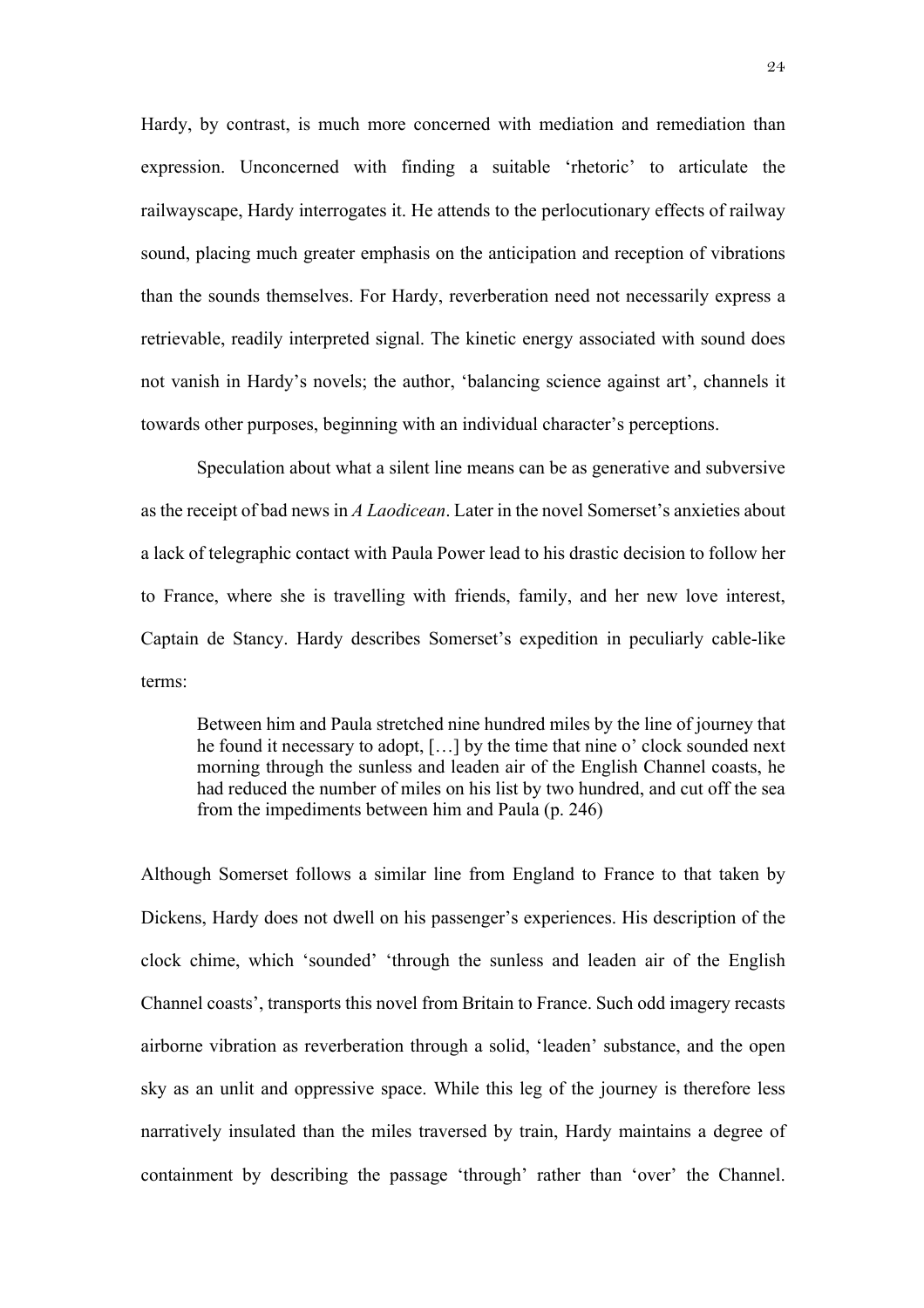Hardy, by contrast, is much more concerned with mediation and remediation than expression. Unconcerned with finding a suitable 'rhetoric' to articulate the railwayscape, Hardy interrogates it. He attends to the perlocutionary effects of railway sound, placing much greater emphasis on the anticipation and reception of vibrations than the sounds themselves. For Hardy, reverberation need not necessarily express a retrievable, readily interpreted signal. The kinetic energy associated with sound does not vanish in Hardy's novels; the author, 'balancing science against art', channels it towards other purposes, beginning with an individual character's perceptions.

Speculation about what a silent line means can be as generative and subversive as the receipt of bad news in *A Laodicean*. Later in the novel Somerset's anxieties about a lack of telegraphic contact with Paula Power lead to his drastic decision to follow her to France, where she is travelling with friends, family, and her new love interest, Captain de Stancy. Hardy describes Somerset's expedition in peculiarly cable-like terms:

> Between him and Paula stretched nine hundred miles by the line of journey that he found it necessary to adopt, […] by the time that nine o' clock sounded next morning through the sunless and leaden air of the English Channel coasts, he had reduced the number of miles on his list by two hundred, and cut off the sea from the impediments between him and Paula (p. 246)

Although Somerset follows a similar line from England to France to that taken by Dickens, Hardy does not dwell on his passenger's experiences. His description of the clock chime, which 'sounded' 'through the sunless and leaden air of the English Channel coasts', transports this novel from Britain to France. Such odd imagery recasts airborne vibration as reverberation through a solid, 'leaden' substance, and the open sky as an unlit and oppressive space. While this leg of the journey is therefore less narratively insulated than the miles traversed by train, Hardy maintains a degree of containment by describing the passage 'through' rather than 'over' the Channel.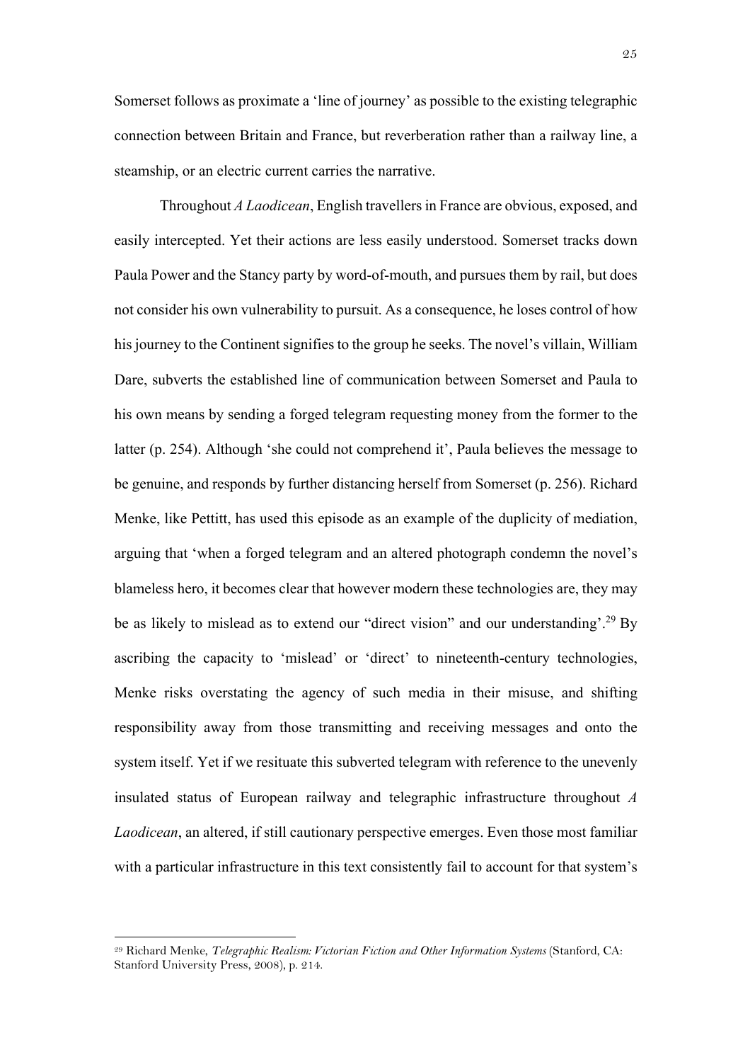Somerset follows as proximate a 'line of journey' as possible to the existing telegraphic connection between Britain and France, but reverberation rather than a railway line, a steamship, or an electric current carries the narrative.

Throughout *A Laodicean*, English travellers in France are obvious, exposed, and easily intercepted. Yet their actions are less easily understood. Somerset tracks down Paula Power and the Stancy party by word-of-mouth, and pursues them by rail, but does not consider his own vulnerability to pursuit. As a consequence, he loses control of how his journey to the Continent signifies to the group he seeks. The novel's villain, William Dare, subverts the established line of communication between Somerset and Paula to his own means by sending a forged telegram requesting money from the former to the latter (p. 254). Although 'she could not comprehend it', Paula believes the message to be genuine, and responds by further distancing herself from Somerset (p. 256). Richard Menke, like Pettitt, has used this episode as an example of the duplicity of mediation, arguing that 'when a forged telegram and an altered photograph condemn the novel's blameless hero, it becomes clear that however modern these technologies are, they may be as likely to mislead as to extend our "direct vision" and our understanding'.[29] By ascribing the capacity to 'mislead' or 'direct' to nineteenth-century technologies, Menke risks overstating the agency of such media in their misuse, and shifting responsibility away from those transmitting and receiving messages and onto the system itself. Yet if we resituate this subverted telegram with reference to the unevenly insulated status of European railway and telegraphic infrastructure throughout *A Laodicean*, an altered, if still cautionary perspective emerges. Even those most familiar with a particular infrastructure in this text consistently fail to account for that system's

[29] Richard Menke, *Telegraphic Realism: Victorian Fiction and Other Information Systems* (Stanford, CA: Stanford University Press, 2008), p. 214.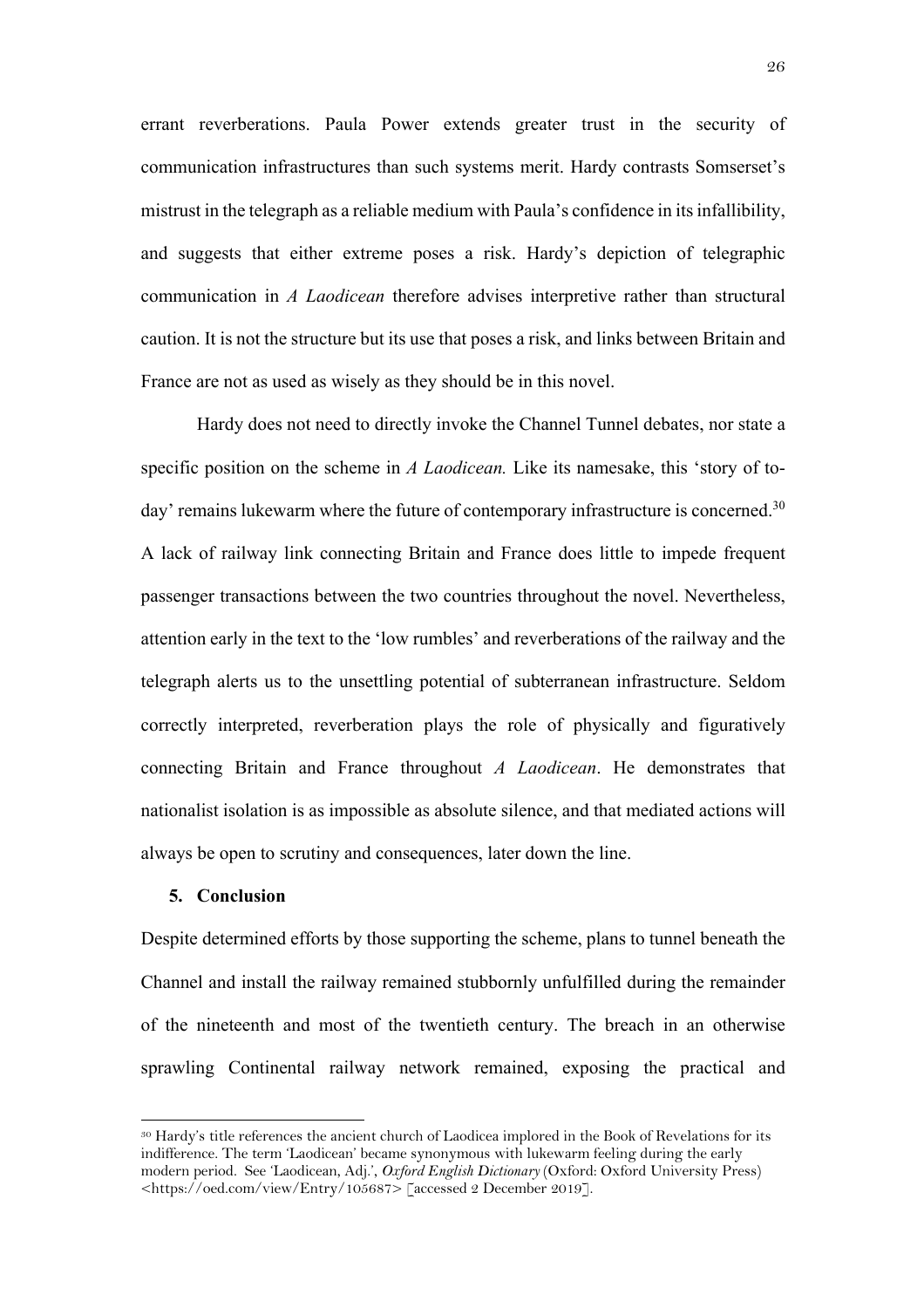errant reverberations. Paula Power extends greater trust in the security of communication infrastructures than such systems merit. Hardy contrasts Somserset's mistrust in the telegraph as a reliable medium with Paula's confidence in its infallibility, and suggests that either extreme poses a risk. Hardy's depiction of telegraphic communication in *A Laodicean* therefore advises interpretive rather than structural caution. It is not the structure but its use that poses a risk, and links between Britain and France are not as used as wisely as they should be in this novel.

Hardy does not need to directly invoke the Channel Tunnel debates, nor state a specific position on the scheme in *A Laodicean.* Like its namesake, this 'story of to-day' remains lukewarm where the future of contemporary infrastructure is concerned.[30] A lack of railway link connecting Britain and France does little to impede frequent passenger transactions between the two countries throughout the novel. Nevertheless, attention early in the text to the 'low rumbles' and reverberations of the railway and the telegraph alerts us to the unsettling potential of subterranean infrastructure. Seldom correctly interpreted, reverberation plays the role of physically and figuratively connecting Britain and France throughout *A Laodicean*. He demonstrates that nationalist isolation is as impossible as absolute silence, and that mediated actions will always be open to scrutiny and consequences, later down the line.

## 5. Conclusion

Despite determined efforts by those supporting the scheme, plans to tunnel beneath the Channel and install the railway remained stubbornly unfulfilled during the remainder of the nineteenth and most of the twentieth century. The breach in an otherwise sprawling Continental railway network remained, exposing the practical and

---

[30] Hardy's title references the ancient church of Laodicea implored in the Book of Revelations for its indifference. The term 'Laodicean' became synonymous with lukewarm feeling during the early modern period. See 'Laodicean, Adj.', *Oxford English Dictionary* (Oxford: Oxford University Press) <https://oed.com/view/Entry/105687> [accessed 2 December 2019].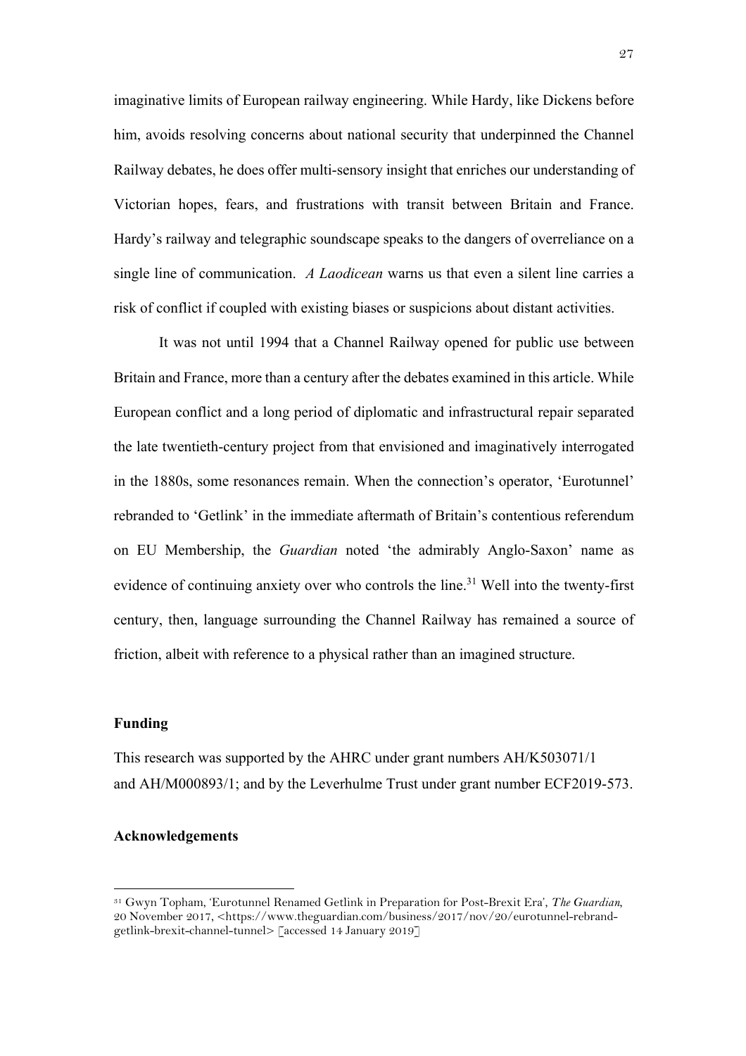imaginative limits of European railway engineering. While Hardy, like Dickens before him, avoids resolving concerns about national security that underpinned the Channel Railway debates, he does offer multi-sensory insight that enriches our understanding of Victorian hopes, fears, and frustrations with transit between Britain and France. Hardy's railway and telegraphic soundscape speaks to the dangers of overreliance on a single line of communication. *A Laodicean* warns us that even a silent line carries a risk of conflict if coupled with existing biases or suspicions about distant activities.

It was not until 1994 that a Channel Railway opened for public use between Britain and France, more than a century after the debates examined in this article. While European conflict and a long period of diplomatic and infrastructural repair separated the late twentieth-century project from that envisioned and imaginatively interrogated in the 1880s, some resonances remain. When the connection's operator, 'Eurotunnel' rebranded to 'Getlink' in the immediate aftermath of Britain's contentious referendum on EU Membership, the *Guardian* noted 'the admirably Anglo-Saxon' name as evidence of continuing anxiety over who controls the line.[31] Well into the twenty-first century, then, language surrounding the Channel Railway has remained a source of friction, albeit with reference to a physical rather than an imagined structure.

### Funding

This research was supported by the AHRC under grant numbers AH/K503071/1 and AH/M000893/1; and by the Leverhulme Trust under grant number ECF2019-573.

### Acknowledgements

[31] Gwyn Topham, 'Eurotunnel Renamed Getlink in Preparation for Post-Brexit Era', *The Guardian*, 20 November 2017, <https://www.theguardian.com/business/2017/nov/20/eurotunnel-rebrand-getlink-brexit-channel-tunnel> [accessed 14 January 2019]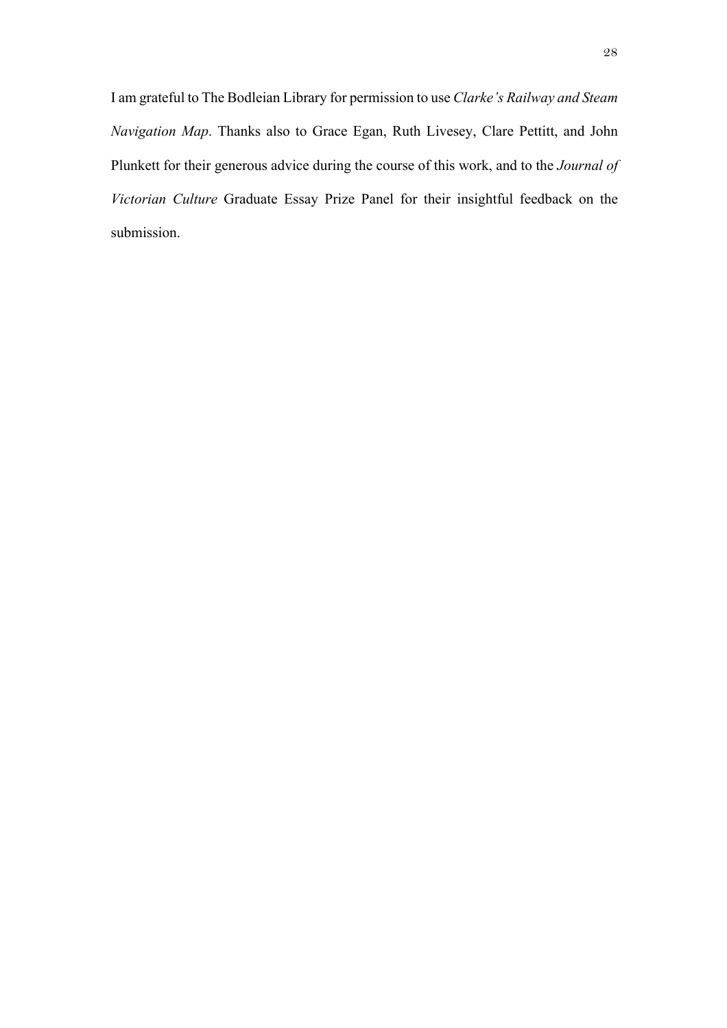I am grateful to The Bodleian Library for permission to use *Clarke's Railway and Steam Navigation Map*. Thanks also to Grace Egan, Ruth Livesey, Clare Pettitt, and John Plunkett for their generous advice during the course of this work, and to the *Journal of Victorian Culture* Graduate Essay Prize Panel for their insightful feedback on the submission.